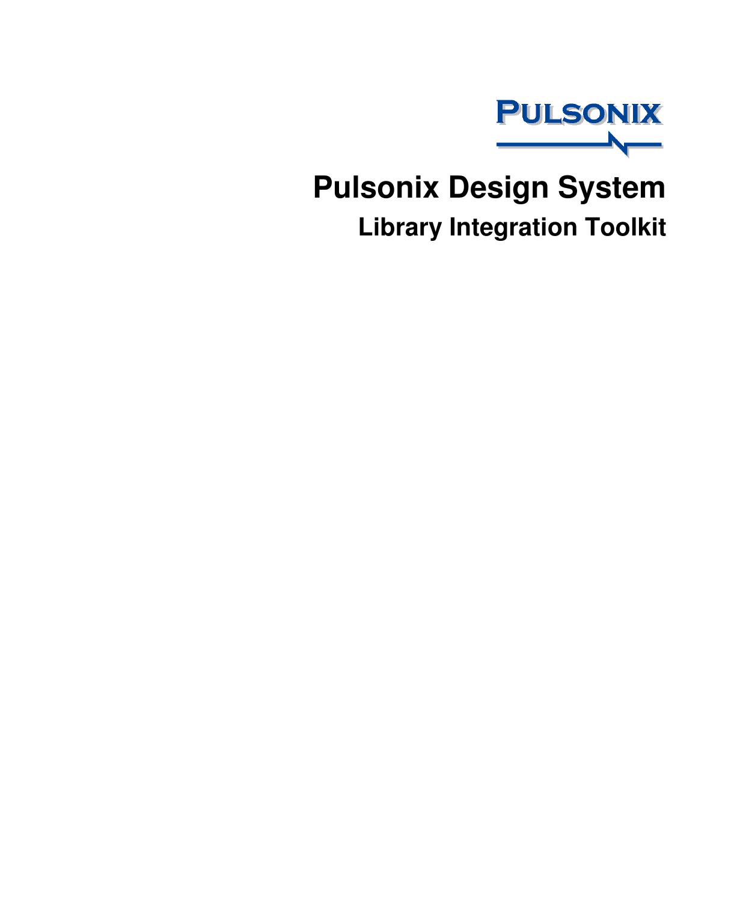PULSONIX

# Pulsonix Design System

## Library Integration Toolkit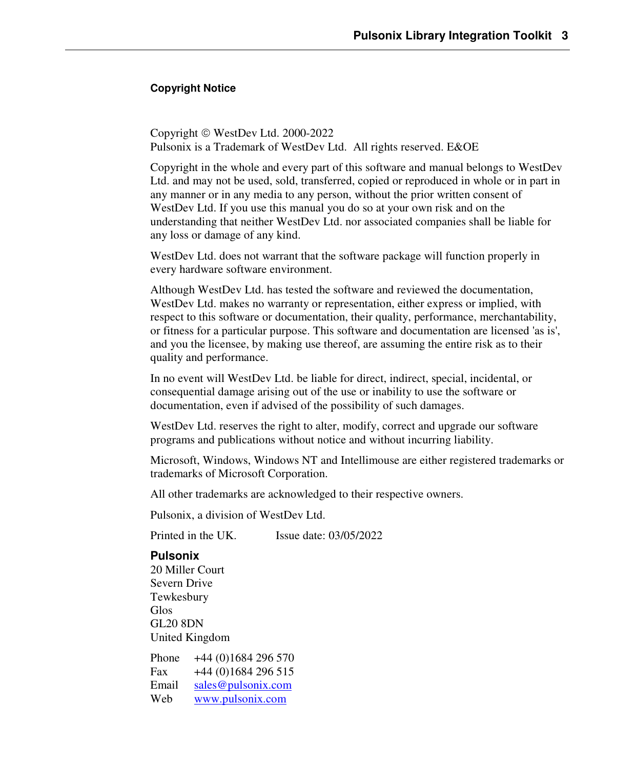## Copyright Notice

Copyright © WestDev Ltd. 2000-2022
Pulsonix is a Trademark of WestDev Ltd. All rights reserved. E&OE

Copyright in the whole and every part of this software and manual belongs to WestDev Ltd. and may not be used, sold, transferred, copied or reproduced in whole or in part in any manner or in any media to any person, without the prior written consent of WestDev Ltd. If you use this manual you do so at your own risk and on the understanding that neither WestDev Ltd. nor associated companies shall be liable for any loss or damage of any kind.

WestDev Ltd. does not warrant that the software package will function properly in every hardware software environment.

Although WestDev Ltd. has tested the software and reviewed the documentation, WestDev Ltd. makes no warranty or representation, either express or implied, with respect to this software or documentation, their quality, performance, merchantability, or fitness for a particular purpose. This software and documentation are licensed 'as is', and you the licensee, by making use thereof, are assuming the entire risk as to their quality and performance.

In no event will WestDev Ltd. be liable for direct, indirect, special, incidental, or consequential damage arising out of the use or inability to use the software or documentation, even if advised of the possibility of such damages.

WestDev Ltd. reserves the right to alter, modify, correct and upgrade our software programs and publications without notice and without incurring liability.

Microsoft, Windows, Windows NT and Intellimouse are either registered trademarks or trademarks of Microsoft Corporation.

All other trademarks are acknowledged to their respective owners.

Pulsonix, a division of WestDev Ltd.

Printed in the UK. Issue date: 03/05/2022

**Pulsonix**
20 Miller Court
Severn Drive
Tewkesbury
Glos
GL20 8DN
United Kingdom

Phone +44 (0)1684 296 570
Fax +44 (0)1684 296 515
Email sales@pulsonix.com
Web www.pulsonix.com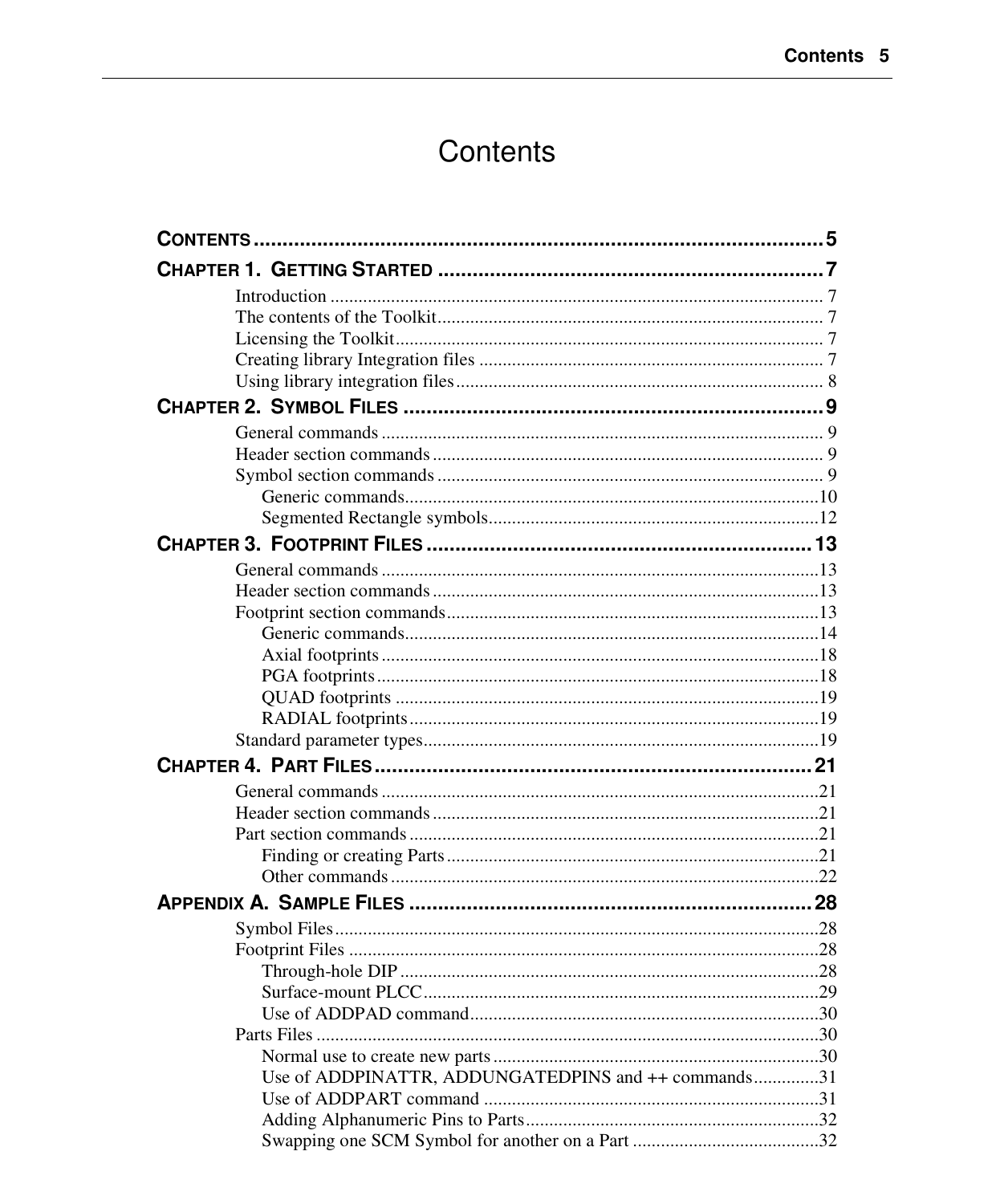# Contents

**CONTENTS** ........................................................................................ **5**

**CHAPTER 1. GETTING STARTED** .................................................................. **7**

- Introduction .......................................................................................... 7
- The contents of the Toolkit ................................................................... 7
- Licensing the Toolkit ............................................................................ 7
- Creating library Integration files .......................................................... 7
- Using library integration files ............................................................... 8

**CHAPTER 2. SYMBOL FILES** ........................................................................ **9**

- General commands ............................................................................... 9
- Header section commands .................................................................... 9
- Symbol section commands ................................................................... 9
  - Generic commands ........................................................................ 10
  - Segmented Rectangle symbols ...................................................... 12

**CHAPTER 3. FOOTPRINT FILES** .................................................................. **13**

- General commands .............................................................................. 13
- Header section commands ................................................................... 13
- Footprint section commands ................................................................ 13
  - Generic commands ........................................................................ 14
  - Axial footprints ............................................................................. 18
  - PGA footprints .............................................................................. 18
  - QUAD footprints ........................................................................... 19
  - RADIAL footprints ........................................................................ 19
- Standard parameter types ..................................................................... 19

**CHAPTER 4. PART FILES** ............................................................................ **21**

- General commands .............................................................................. 21
- Header section commands ................................................................... 21
- Part section commands ........................................................................ 21
  - Finding or creating Parts ............................................................... 21
  - Other commands ............................................................................ 22

**APPENDIX A. SAMPLE FILES** ..................................................................... **28**

- Symbol Files ........................................................................................ 28
- Footprint Files ..................................................................................... 28
  - Through-hole DIP .......................................................................... 28
  - Surface-mount PLCC ..................................................................... 29
  - Use of ADDPAD command ........................................................... 30
- Parts Files ........................................................................................... 30
  - Normal use to create new parts ..................................................... 30
  - Use of ADDPINATTR, ADDUNGATEDPINS and ++ commands .............. 31
  - Use of ADDPART command ........................................................ 31
  - Adding Alphanumeric Pins to Parts ............................................... 32
  - Swapping one SCM Symbol for another on a Part ........................ 32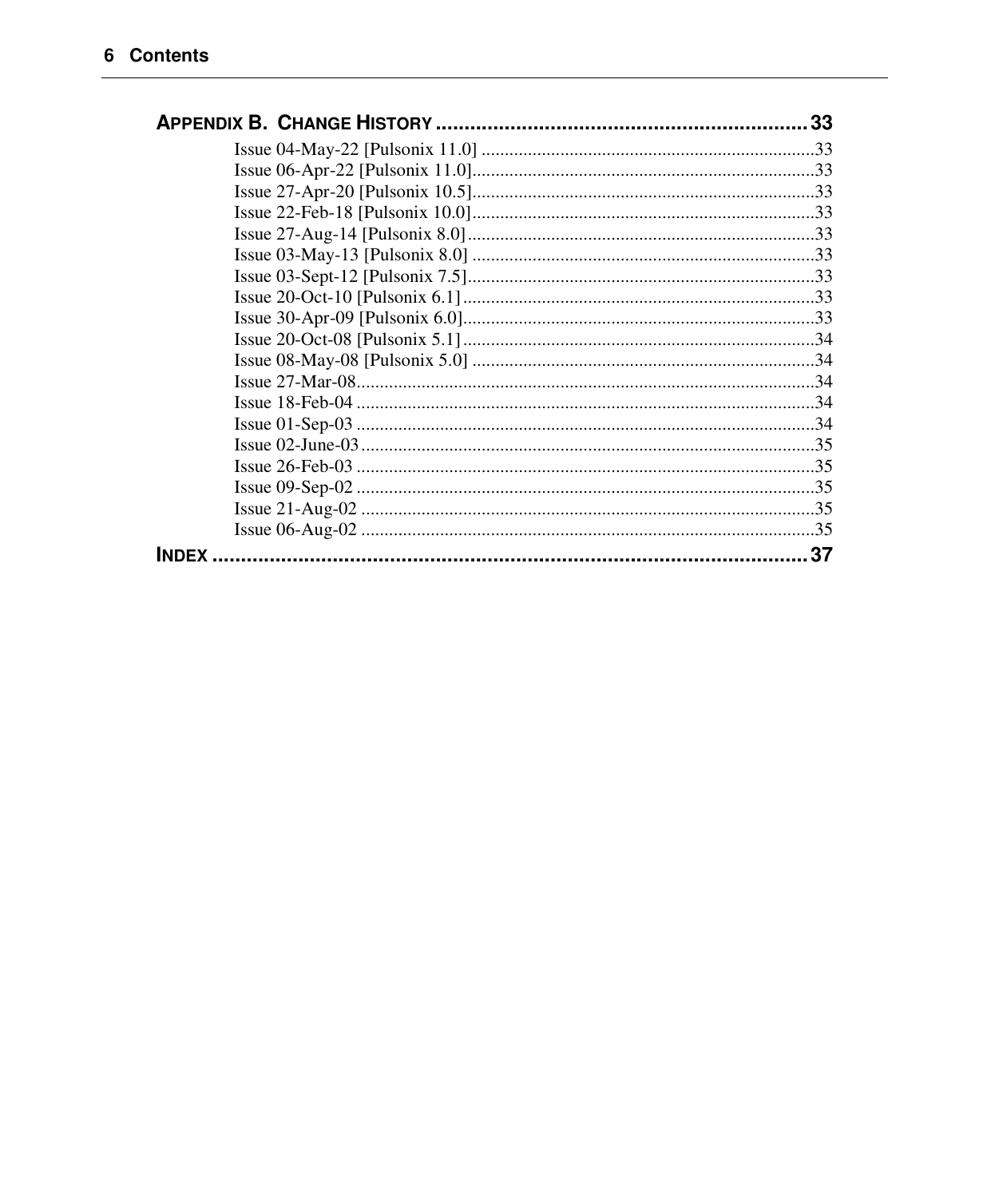**APPENDIX B. CHANGE HISTORY ..... 33**

- Issue 04-May-22 [Pulsonix 11.0] ..... 33
- Issue 06-Apr-22 [Pulsonix 11.0] ..... 33
- Issue 27-Apr-20 [Pulsonix 10.5] ..... 33
- Issue 22-Feb-18 [Pulsonix 10.0] ..... 33
- Issue 27-Aug-14 [Pulsonix 8.0] ..... 33
- Issue 03-May-13 [Pulsonix 8.0] ..... 33
- Issue 03-Sept-12 [Pulsonix 7.5] ..... 33
- Issue 20-Oct-10 [Pulsonix 6.1] ..... 33
- Issue 30-Apr-09 [Pulsonix 6.0] ..... 33
- Issue 20-Oct-08 [Pulsonix 5.1] ..... 34
- Issue 08-May-08 [Pulsonix 5.0] ..... 34
- Issue 27-Mar-08 ..... 34
- Issue 18-Feb-04 ..... 34
- Issue 01-Sep-03 ..... 34
- Issue 02-June-03 ..... 35
- Issue 26-Feb-03 ..... 35
- Issue 09-Sep-02 ..... 35
- Issue 21-Aug-02 ..... 35
- Issue 06-Aug-02 ..... 35

**INDEX ..... 37**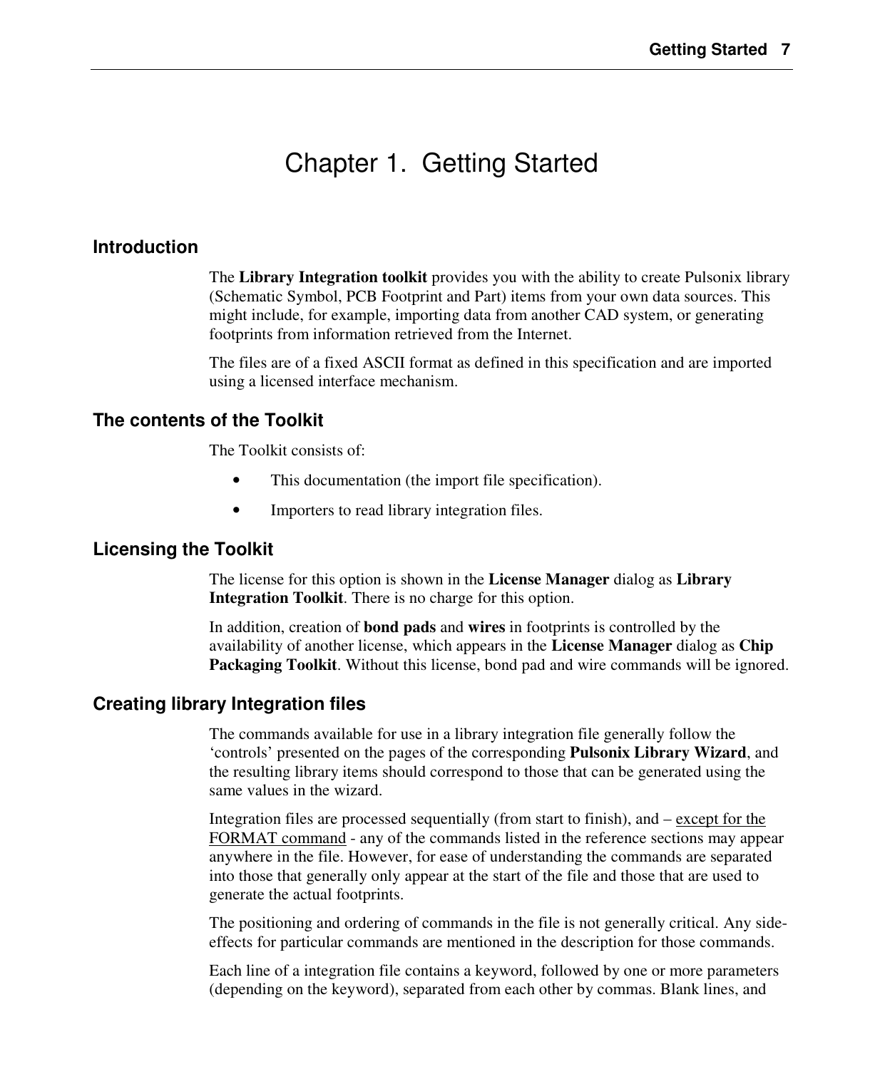# Chapter 1. Getting Started

## Introduction

The **Library Integration toolkit** provides you with the ability to create Pulsonix library (Schematic Symbol, PCB Footprint and Part) items from your own data sources. This might include, for example, importing data from another CAD system, or generating footprints from information retrieved from the Internet.

The files are of a fixed ASCII format as defined in this specification and are imported using a licensed interface mechanism.

## The contents of the Toolkit

The Toolkit consists of:

- This documentation (the import file specification).
- Importers to read library integration files.

## Licensing the Toolkit

The license for this option is shown in the **License Manager** dialog as **Library Integration Toolkit**. There is no charge for this option.

In addition, creation of **bond pads** and **wires** in footprints is controlled by the availability of another license, which appears in the **License Manager** dialog as **Chip Packaging Toolkit**. Without this license, bond pad and wire commands will be ignored.

## Creating library Integration files

The commands available for use in a library integration file generally follow the 'controls' presented on the pages of the corresponding **Pulsonix Library Wizard**, and the resulting library items should correspond to those that can be generated using the same values in the wizard.

Integration files are processed sequentially (from start to finish), and – except for the FORMAT command - any of the commands listed in the reference sections may appear anywhere in the file. However, for ease of understanding the commands are separated into those that generally only appear at the start of the file and those that are used to generate the actual footprints.

The positioning and ordering of commands in the file is not generally critical. Any side-effects for particular commands are mentioned in the description for those commands.

Each line of a integration file contains a keyword, followed by one or more parameters (depending on the keyword), separated from each other by commas. Blank lines, and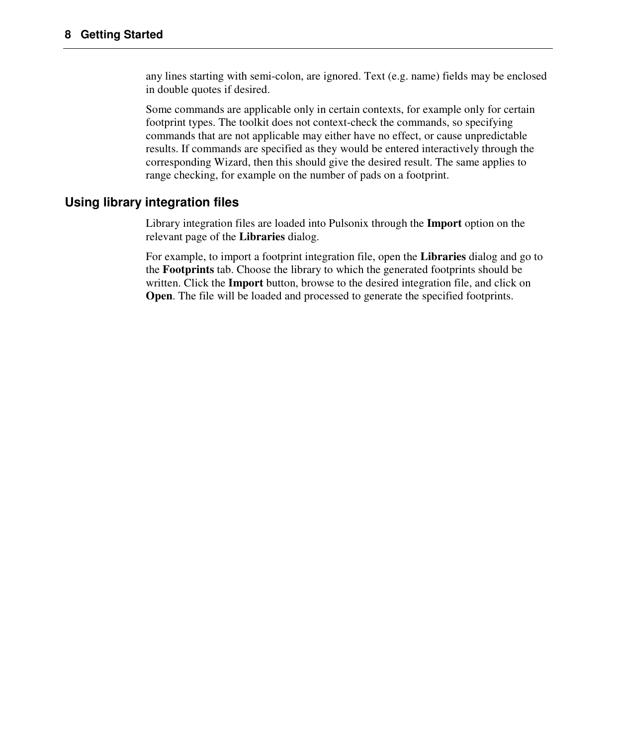any lines starting with semi-colon, are ignored. Text (e.g. name) fields may be enclosed in double quotes if desired.

Some commands are applicable only in certain contexts, for example only for certain footprint types. The toolkit does not context-check the commands, so specifying commands that are not applicable may either have no effect, or cause unpredictable results. If commands are specified as they would be entered interactively through the corresponding Wizard, then this should give the desired result. The same applies to range checking, for example on the number of pads on a footprint.

## Using library integration files

Library integration files are loaded into Pulsonix through the **Import** option on the relevant page of the **Libraries** dialog.

For example, to import a footprint integration file, open the **Libraries** dialog and go to the **Footprints** tab. Choose the library to which the generated footprints should be written. Click the **Import** button, browse to the desired integration file, and click on **Open**. The file will be loaded and processed to generate the specified footprints.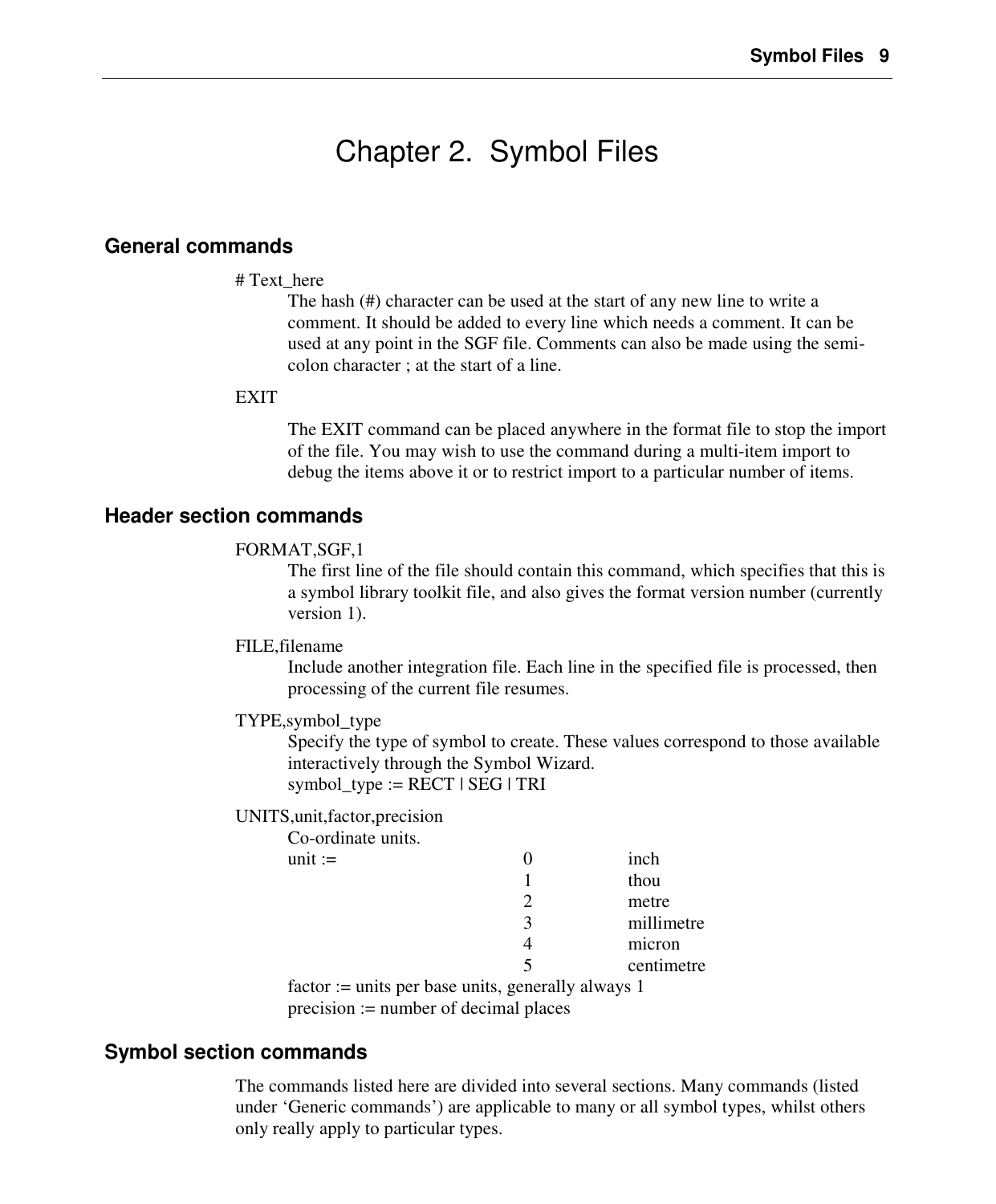# Chapter 2. Symbol Files

## General commands

# Text_here

The hash (#) character can be used at the start of any new line to write a comment. It should be added to every line which needs a comment. It can be used at any point in the SGF file. Comments can also be made using the semi-colon character ; at the start of a line.

EXIT

The EXIT command can be placed anywhere in the format file to stop the import of the file. You may wish to use the command during a multi-item import to debug the items above it or to restrict import to a particular number of items.

## Header section commands

FORMAT,SGF,1

The first line of the file should contain this command, which specifies that this is a symbol library toolkit file, and also gives the format version number (currently version 1).

FILE,filename

Include another integration file. Each line in the specified file is processed, then processing of the current file resumes.

TYPE,symbol_type

Specify the type of symbol to create. These values correspond to those available interactively through the Symbol Wizard.
symbol_type := RECT | SEG | TRI

UNITS,unit,factor,precision

Co-ordinate units.

| unit := | 0 | inch |
|---|---|---|
| | 1 | thou |
| | 2 | metre |
| | 3 | millimetre |
| | 4 | micron |
| | 5 | centimetre |

factor := units per base units, generally always 1
precision := number of decimal places

## Symbol section commands

The commands listed here are divided into several sections. Many commands (listed under ‘Generic commands’) are applicable to many or all symbol types, whilst others only really apply to particular types.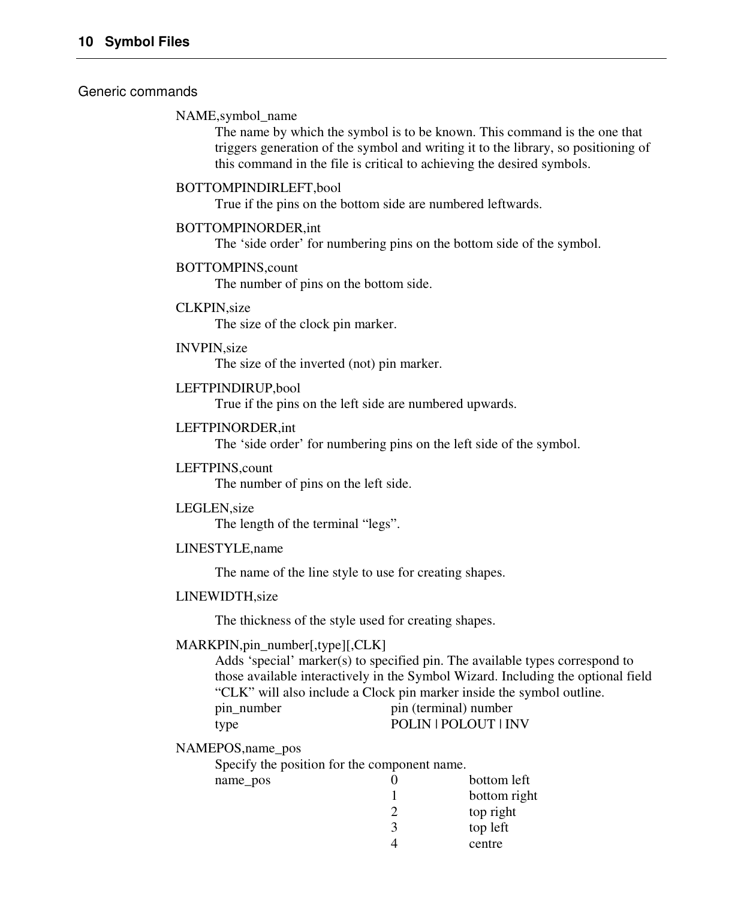## Generic commands

NAME,symbol_name

The name by which the symbol is to be known. This command is the one that triggers generation of the symbol and writing it to the library, so positioning of this command in the file is critical to achieving the desired symbols.

BOTTOMPINDIRLEFT,bool

True if the pins on the bottom side are numbered leftwards.

BOTTOMPINORDER,int

The 'side order' for numbering pins on the bottom side of the symbol.

BOTTOMPINS,count

The number of pins on the bottom side.

CLKPIN,size

The size of the clock pin marker.

INVPIN,size

The size of the inverted (not) pin marker.

LEFTPINDIRUP,bool

True if the pins on the left side are numbered upwards.

LEFTPINORDER,int

The 'side order' for numbering pins on the left side of the symbol.

LEFTPINS,count

The number of pins on the left side.

LEGLEN,size

The length of the terminal "legs".

LINESTYLE,name

The name of the line style to use for creating shapes.

LINEWIDTH,size

The thickness of the style used for creating shapes.

MARKPIN,pin_number[,type][,CLK]

Adds 'special' marker(s) to specified pin. The available types correspond to those available interactively in the Symbol Wizard. Including the optional field "CLK" will also include a Clock pin marker inside the symbol outline.

| | |
|---|---|
| pin_number | pin (terminal) number |
| type | POLIN \| POLOUT \| INV |

NAMEPOS,name_pos

Specify the position for the component name.

| | | |
|---|---|---|
| name_pos | 0 | bottom left |
| | 1 | bottom right |
| | 2 | top right |
| | 3 | top left |
| | 4 | centre |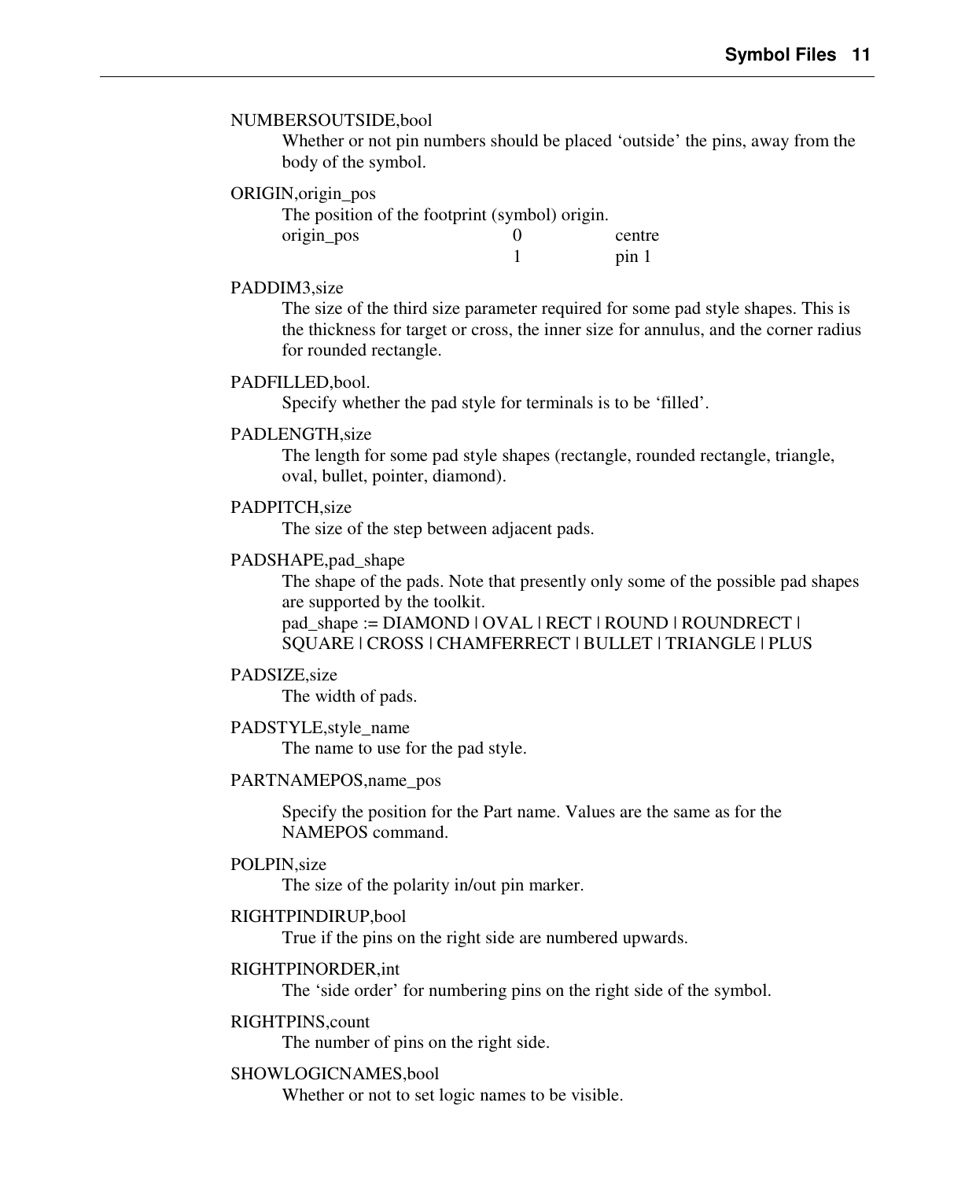NUMBERSOUTSIDE,bool

Whether or not pin numbers should be placed 'outside' the pins, away from the body of the symbol.

ORIGIN,origin_pos

The position of the footprint (symbol) origin.

| origin_pos | 0 | centre |
| --- | --- | --- |
| | 1 | pin 1 |

PADDIM3,size

The size of the third size parameter required for some pad style shapes. This is the thickness for target or cross, the inner size for annulus, and the corner radius for rounded rectangle.

PADFILLED,bool.

Specify whether the pad style for terminals is to be 'filled'.

PADLENGTH,size

The length for some pad style shapes (rectangle, rounded rectangle, triangle, oval, bullet, pointer, diamond).

PADPITCH,size

The size of the step between adjacent pads.

PADSHAPE,pad_shape

The shape of the pads. Note that presently only some of the possible pad shapes are supported by the toolkit.
pad_shape := DIAMOND | OVAL | RECT | ROUND | ROUNDRECT | SQUARE | CROSS | CHAMFERRECT | BULLET | TRIANGLE | PLUS

PADSIZE,size

The width of pads.

PADSTYLE,style_name

The name to use for the pad style.

PARTNAMEPOS,name_pos

Specify the position for the Part name. Values are the same as for the NAMEPOS command.

POLPIN,size

The size of the polarity in/out pin marker.

RIGHTPINDIRUP,bool

True if the pins on the right side are numbered upwards.

RIGHTPINORDER,int

The 'side order' for numbering pins on the right side of the symbol.

RIGHTPINS,count

The number of pins on the right side.

SHOWLOGICNAMES,bool

Whether or not to set logic names to be visible.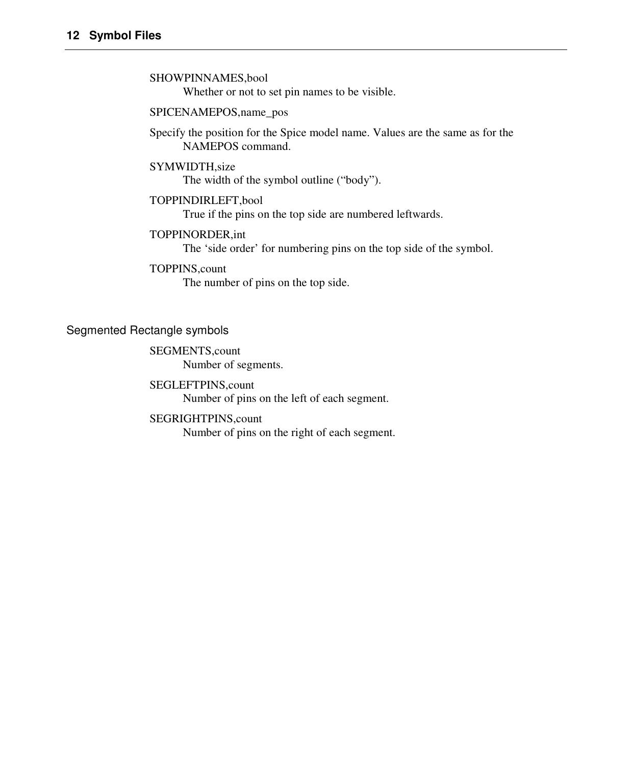SHOWPINNAMES,bool

Whether or not to set pin names to be visible.

SPICENAMEPOS,name_pos

Specify the position for the Spice model name. Values are the same as for the NAMEPOS command.

SYMWIDTH,size

The width of the symbol outline (“body”).

TOPPINDIRLEFT,bool

True if the pins on the top side are numbered leftwards.

TOPPINORDER,int

The ‘side order’ for numbering pins on the top side of the symbol.

TOPPINS,count

The number of pins on the top side.

### Segmented Rectangle symbols

SEGMENTS,count

Number of segments.

SEGLEFTPINS,count

Number of pins on the left of each segment.

SEGRIGHTPINS,count

Number of pins on the right of each segment.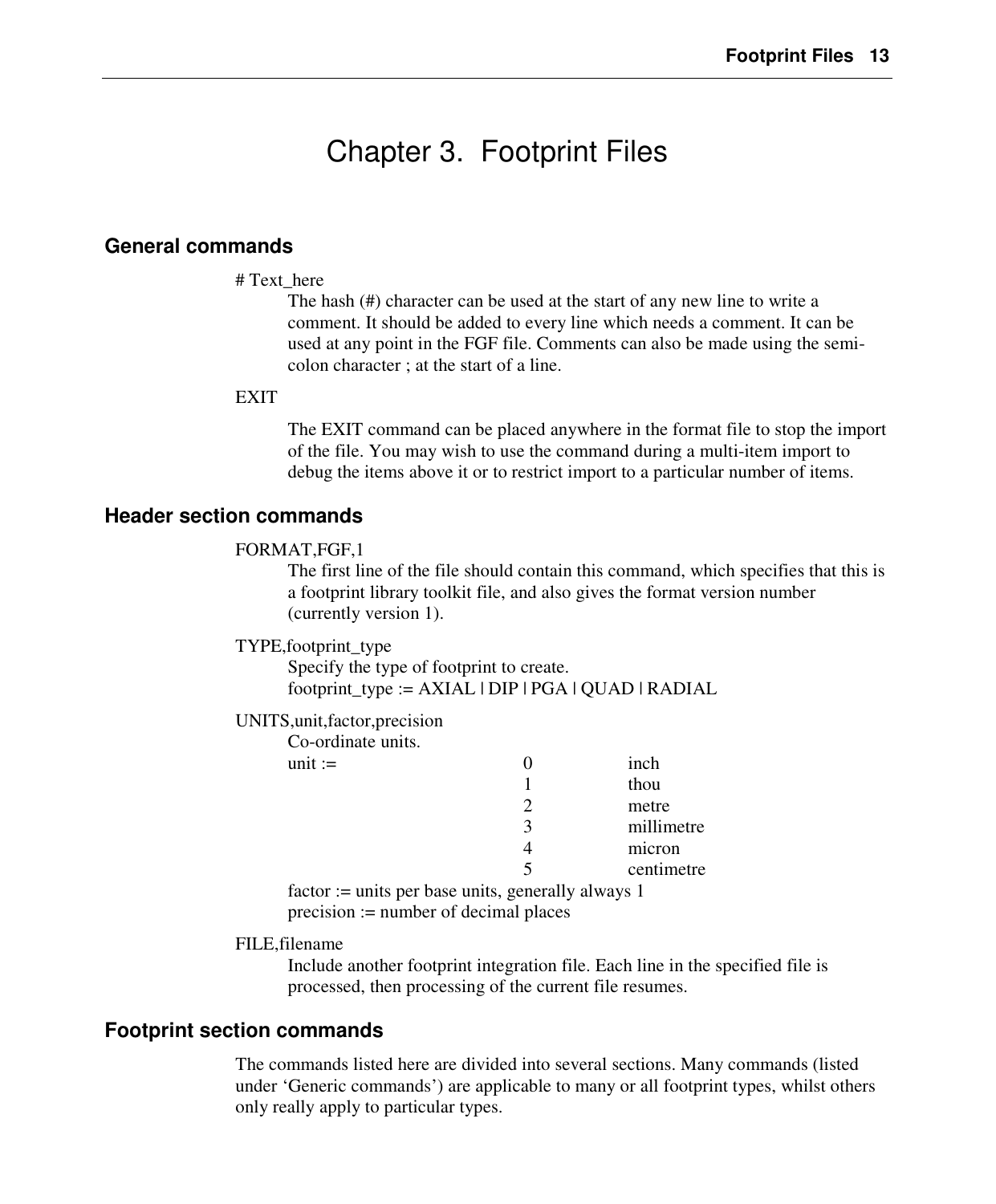# Chapter 3. Footprint Files

## General commands

# Text_here

The hash (#) character can be used at the start of any new line to write a comment. It should be added to every line which needs a comment. It can be used at any point in the FGF file. Comments can also be made using the semi-colon character ; at the start of a line.

EXIT

The EXIT command can be placed anywhere in the format file to stop the import of the file. You may wish to use the command during a multi-item import to debug the items above it or to restrict import to a particular number of items.

## Header section commands

FORMAT,FGF,1

The first line of the file should contain this command, which specifies that this is a footprint library toolkit file, and also gives the format version number (currently version 1).

TYPE,footprint_type

Specify the type of footprint to create.
footprint_type := AXIAL | DIP | PGA | QUAD | RADIAL

UNITS,unit,factor,precision

Co-ordinate units.

| unit := | 0 | inch |
|---|---|---|
| | 1 | thou |
| | 2 | metre |
| | 3 | millimetre |
| | 4 | micron |
| | 5 | centimetre |

factor := units per base units, generally always 1
precision := number of decimal places

FILE,filename

Include another footprint integration file. Each line in the specified file is processed, then processing of the current file resumes.

## Footprint section commands

The commands listed here are divided into several sections. Many commands (listed under 'Generic commands') are applicable to many or all footprint types, whilst others only really apply to particular types.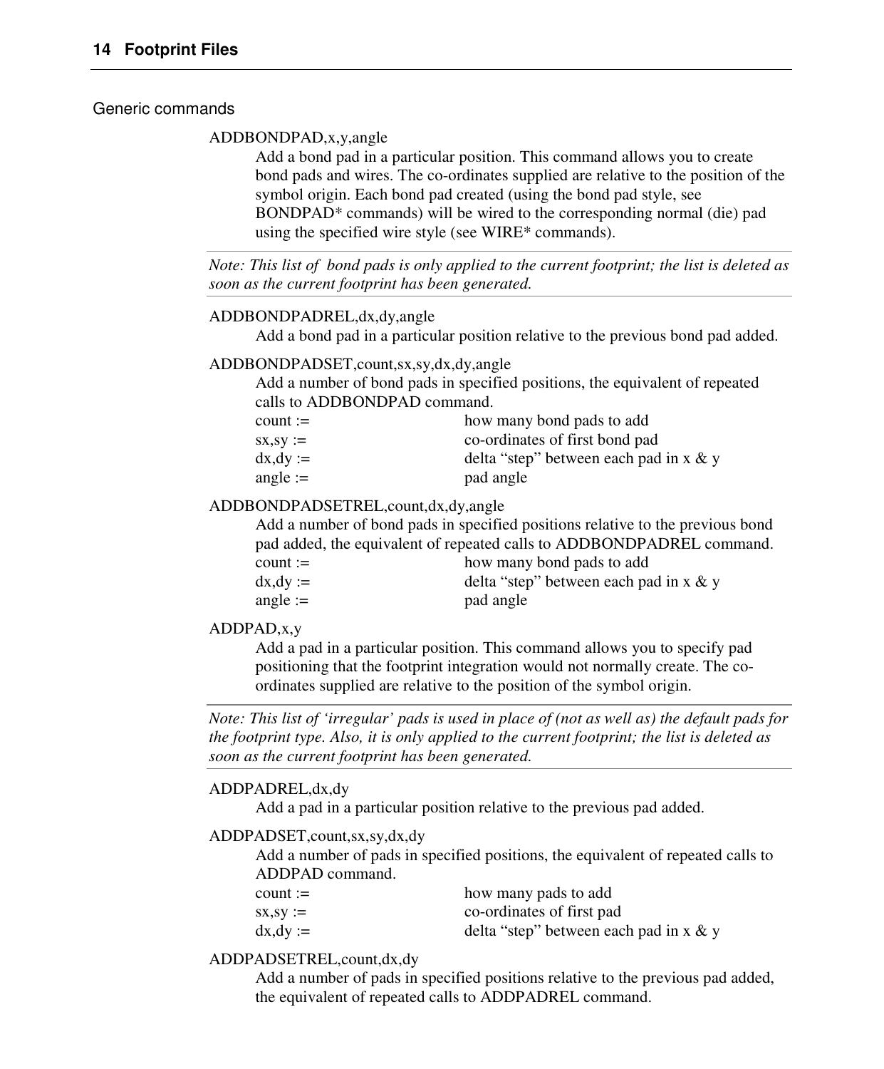## Generic commands

ADDBONDPAD,x,y,angle

Add a bond pad in a particular position. This command allows you to create bond pads and wires. The co-ordinates supplied are relative to the position of the symbol origin. Each bond pad created (using the bond pad style, see BONDPAD* commands) will be wired to the corresponding normal (die) pad using the specified wire style (see WIRE* commands).

*Note: This list of bond pads is only applied to the current footprint; the list is deleted as soon as the current footprint has been generated.*

ADDBONDPADREL,dx,dy,angle

Add a bond pad in a particular position relative to the previous bond pad added.

ADDBONDPADSET,count,sx,sy,dx,dy,angle

Add a number of bond pads in specified positions, the equivalent of repeated calls to ADDBONDPAD command.

| | |
|---|---|
| count := | how many bond pads to add |
| sx,sy := | co-ordinates of first bond pad |
| dx,dy := | delta “step” between each pad in x & y |
| angle := | pad angle |

ADDBONDPADSETREL,count,dx,dy,angle

Add a number of bond pads in specified positions relative to the previous bond pad added, the equivalent of repeated calls to ADDBONDPADREL command.

| | |
|---|---|
| count := | how many bond pads to add |
| dx,dy := | delta “step” between each pad in x & y |
| angle := | pad angle |

ADDPAD,x,y

Add a pad in a particular position. This command allows you to specify pad positioning that the footprint integration would not normally create. The co-ordinates supplied are relative to the position of the symbol origin.

*Note: This list of ‘irregular’ pads is used in place of (not as well as) the default pads for the footprint type. Also, it is only applied to the current footprint; the list is deleted as soon as the current footprint has been generated.*

ADDPADREL,dx,dy

Add a pad in a particular position relative to the previous pad added.

ADDPADSET,count,sx,sy,dx,dy

Add a number of pads in specified positions, the equivalent of repeated calls to ADDPAD command.

| | |
|---|---|
| count := | how many pads to add |
| sx,sy := | co-ordinates of first pad |
| dx,dy := | delta “step” between each pad in x & y |

ADDPADSETREL,count,dx,dy

Add a number of pads in specified positions relative to the previous pad added, the equivalent of repeated calls to ADDPADREL command.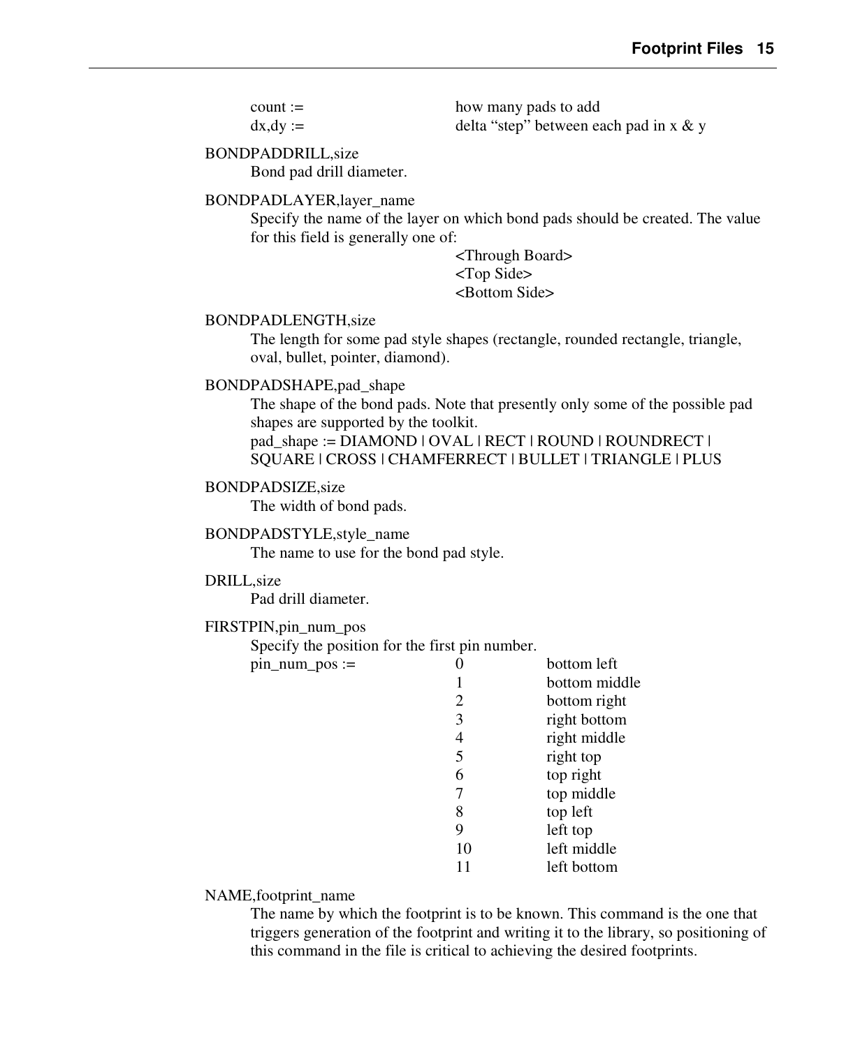| | |
|---|---|
| count := | how many pads to add |
| dx,dy := | delta “step” between each pad in x & y |

BONDPADDRILL,size

Bond pad drill diameter.

BONDPADLAYER,layer_name

Specify the name of the layer on which bond pads should be created. The value for this field is generally one of:

<Through Board>
<Top Side>
<Bottom Side>

BONDPADLENGTH,size

The length for some pad style shapes (rectangle, rounded rectangle, triangle, oval, bullet, pointer, diamond).

BONDPADSHAPE,pad_shape

The shape of the bond pads. Note that presently only some of the possible pad shapes are supported by the toolkit.
pad_shape := DIAMOND | OVAL | RECT | ROUND | ROUNDRECT | SQUARE | CROSS | CHAMFERRECT | BULLET | TRIANGLE | PLUS

BONDPADSIZE,size

The width of bond pads.

BONDPADSTYLE,style_name

The name to use for the bond pad style.

DRILL,size

Pad drill diameter.

FIRSTPIN,pin_num_pos

Specify the position for the first pin number.

| | | |
|---|---|---|
| pin_num_pos := | 0 | bottom left |
| | 1 | bottom middle |
| | 2 | bottom right |
| | 3 | right bottom |
| | 4 | right middle |
| | 5 | right top |
| | 6 | top right |
| | 7 | top middle |
| | 8 | top left |
| | 9 | left top |
| | 10 | left middle |
| | 11 | left bottom |

NAME,footprint_name

The name by which the footprint is to be known. This command is the one that triggers generation of the footprint and writing it to the library, so positioning of this command in the file is critical to achieving the desired footprints.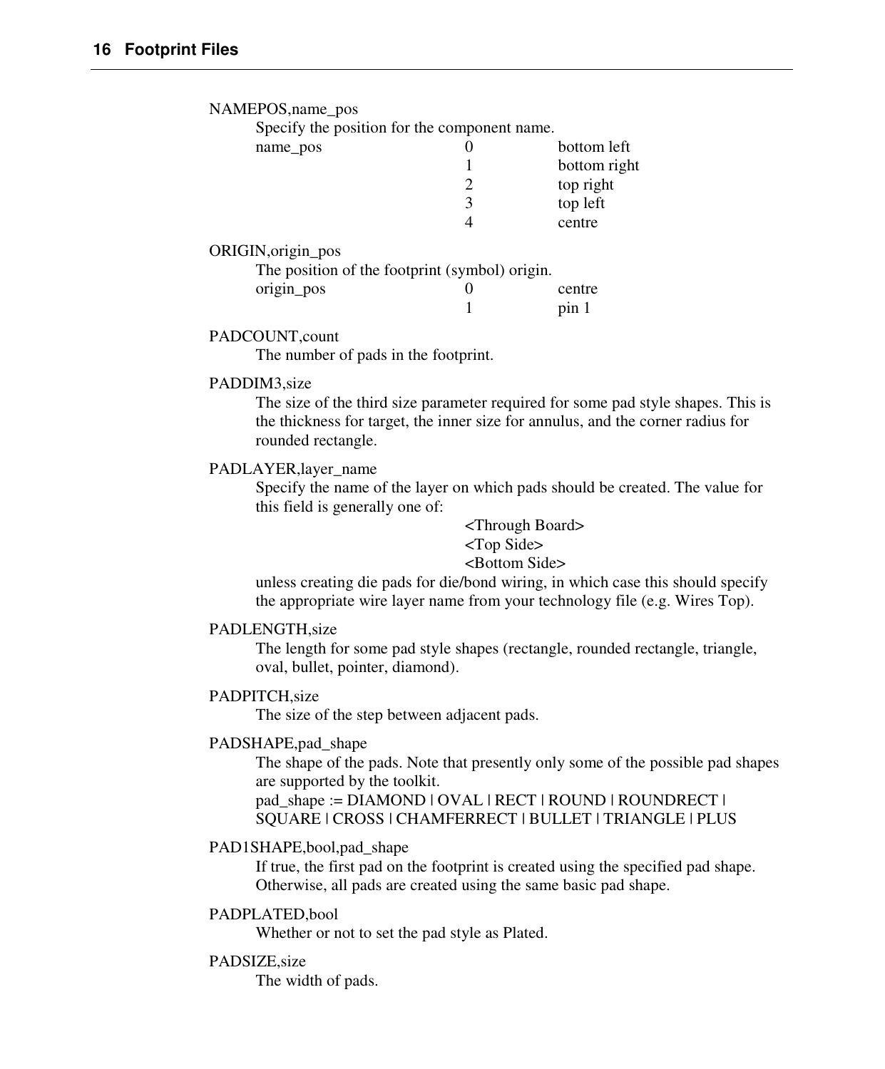NAMEPOS,name_pos

Specify the position for the component name.

| name_pos | 0 | bottom left |
|---|---|---|
| | 1 | bottom right |
| | 2 | top right |
| | 3 | top left |
| | 4 | centre |

ORIGIN,origin_pos

The position of the footprint (symbol) origin.

| origin_pos | 0 | centre |
|---|---|---|
| | 1 | pin 1 |

PADCOUNT,count

The number of pads in the footprint.

PADDIM3,size

The size of the third size parameter required for some pad style shapes. This is the thickness for target, the inner size for annulus, and the corner radius for rounded rectangle.

PADLAYER,layer_name

Specify the name of the layer on which pads should be created. The value for this field is generally one of:

<Through Board>
<Top Side>
<Bottom Side>

unless creating die pads for die/bond wiring, in which case this should specify the appropriate wire layer name from your technology file (e.g. Wires Top).

PADLENGTH,size

The length for some pad style shapes (rectangle, rounded rectangle, triangle, oval, bullet, pointer, diamond).

PADPITCH,size

The size of the step between adjacent pads.

PADSHAPE,pad_shape

The shape of the pads. Note that presently only some of the possible pad shapes are supported by the toolkit.

pad_shape := DIAMOND | OVAL | RECT | ROUND | ROUNDRECT | SQUARE | CROSS | CHAMFERRECT | BULLET | TRIANGLE | PLUS

PAD1SHAPE,bool,pad_shape

If true, the first pad on the footprint is created using the specified pad shape. Otherwise, all pads are created using the same basic pad shape.

PADPLATED,bool

Whether or not to set the pad style as Plated.

PADSIZE,size

The width of pads.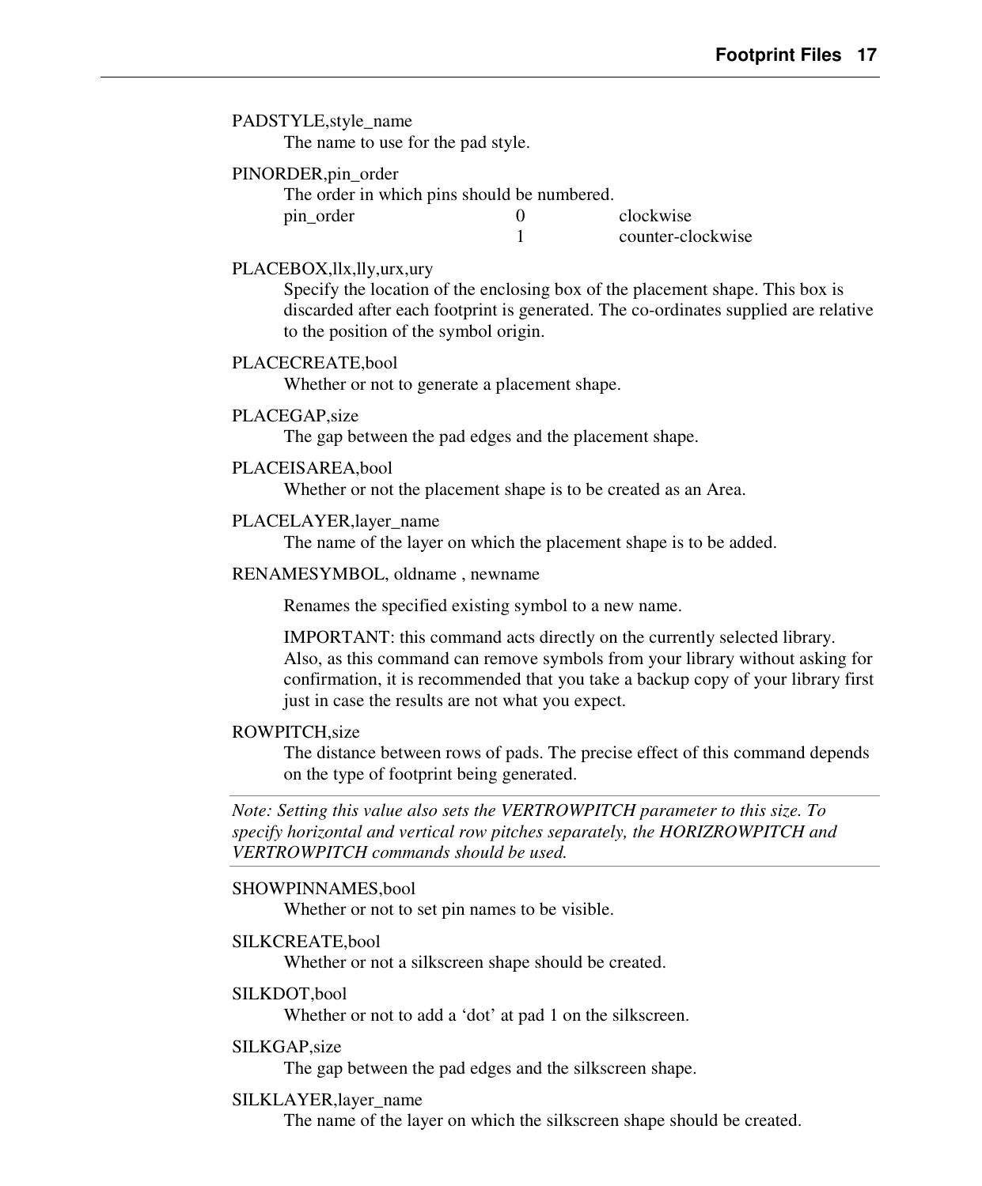PADSTYLE,style_name

The name to use for the pad style.

PINORDER,pin_order

The order in which pins should be numbered.

| | | |
|---|---|---|
| pin_order | 0 | clockwise |
| | 1 | counter-clockwise |

PLACEBOX,llx,lly,urx,ury

Specify the location of the enclosing box of the placement shape. This box is discarded after each footprint is generated. The co-ordinates supplied are relative to the position of the symbol origin.

PLACECREATE,bool

Whether or not to generate a placement shape.

PLACEGAP,size

The gap between the pad edges and the placement shape.

PLACEISAREA,bool

Whether or not the placement shape is to be created as an Area.

PLACELAYER,layer_name

The name of the layer on which the placement shape is to be added.

RENAMESYMBOL, oldname , newname

Renames the specified existing symbol to a new name.

IMPORTANT: this command acts directly on the currently selected library. Also, as this command can remove symbols from your library without asking for confirmation, it is recommended that you take a backup copy of your library first just in case the results are not what you expect.

ROWPITCH,size

The distance between rows of pads. The precise effect of this command depends on the type of footprint being generated.

---

*Note: Setting this value also sets the VERTROWPITCH parameter to this size. To specify horizontal and vertical row pitches separately, the HORIZROWPITCH and VERTROWPITCH commands should be used.*

---

SHOWPINNAMES,bool

Whether or not to set pin names to be visible.

SILKCREATE,bool

Whether or not a silkscreen shape should be created.

SILKDOT,bool

Whether or not to add a ‘dot’ at pad 1 on the silkscreen.

SILKGAP,size

The gap between the pad edges and the silkscreen shape.

SILKLAYER,layer_name

The name of the layer on which the silkscreen shape should be created.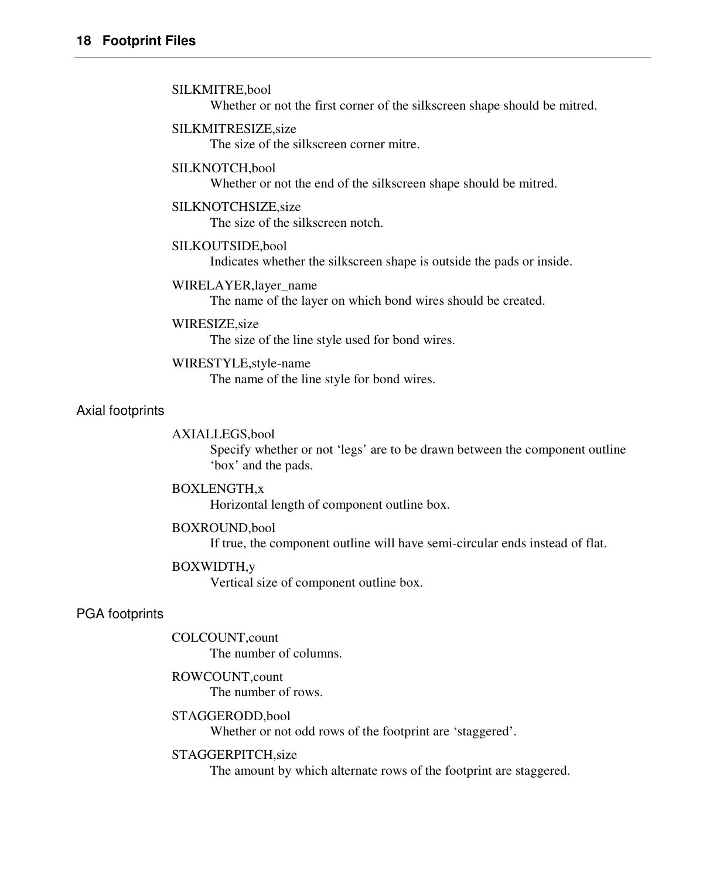SILKMITRE,bool
: Whether or not the first corner of the silkscreen shape should be mitred.

SILKMITRESIZE,size
: The size of the silkscreen corner mitre.

SILKNOTCH,bool
: Whether or not the end of the silkscreen shape should be mitred.

SILKNOTCHSIZE,size
: The size of the silkscreen notch.

SILKOUTSIDE,bool
: Indicates whether the silkscreen shape is outside the pads or inside.

WIRELAYER,layer_name
: The name of the layer on which bond wires should be created.

WIRESIZE,size
: The size of the line style used for bond wires.

WIRESTYLE,style-name
: The name of the line style for bond wires.

## Axial footprints

AXIALLEGS,bool
: Specify whether or not 'legs' are to be drawn between the component outline 'box' and the pads.

BOXLENGTH,x
: Horizontal length of component outline box.

BOXROUND,bool
: If true, the component outline will have semi-circular ends instead of flat.

BOXWIDTH,y
: Vertical size of component outline box.

## PGA footprints

COLCOUNT,count
: The number of columns.

ROWCOUNT,count
: The number of rows.

STAGGERODD,bool
: Whether or not odd rows of the footprint are 'staggered'.

STAGGERPITCH,size
: The amount by which alternate rows of the footprint are staggered.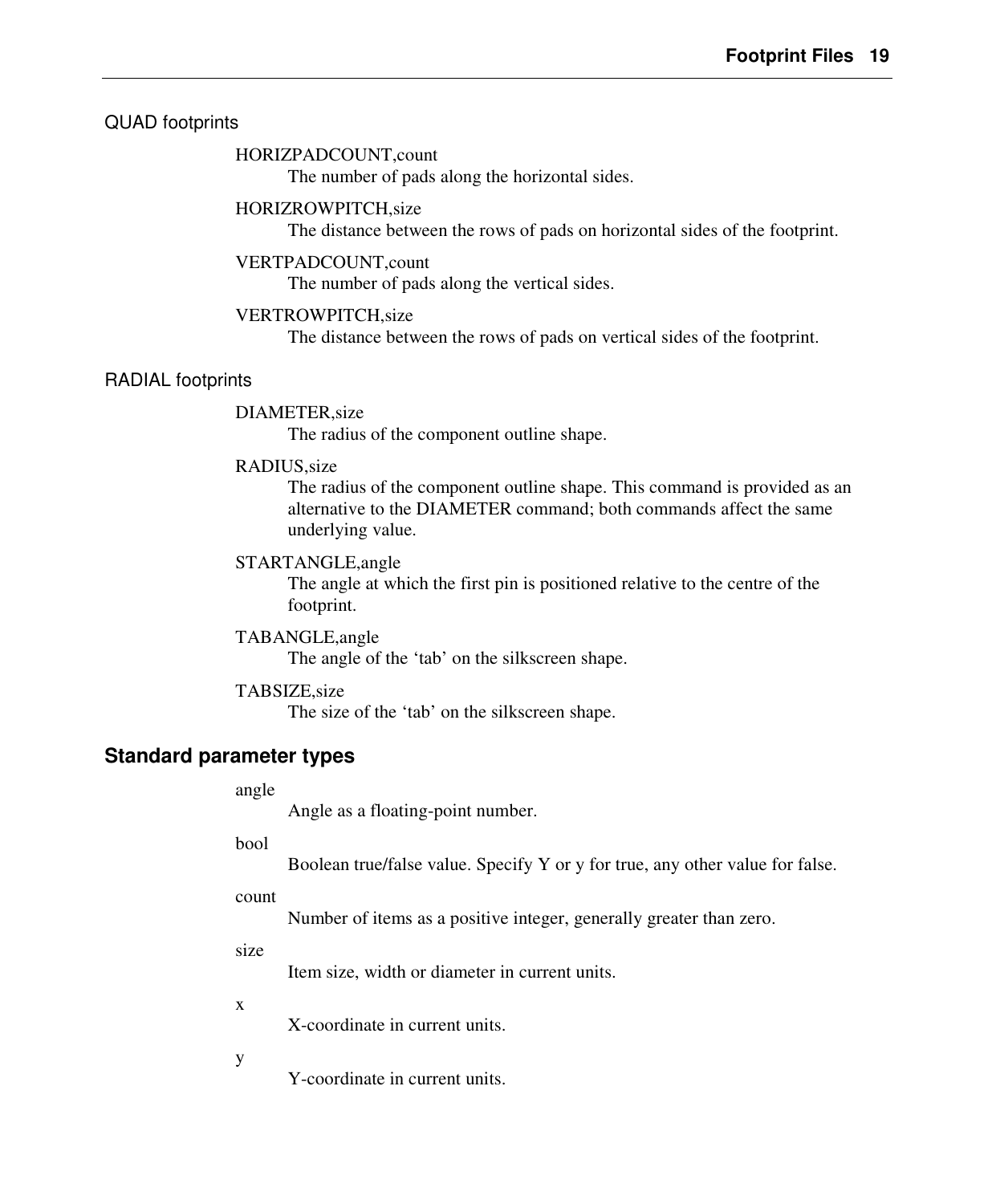### QUAD footprints

HORIZPADCOUNT,count
: The number of pads along the horizontal sides.

HORIZROWPITCH,size
: The distance between the rows of pads on horizontal sides of the footprint.

VERTPADCOUNT,count
: The number of pads along the vertical sides.

VERTROWPITCH,size
: The distance between the rows of pads on vertical sides of the footprint.

### RADIAL footprints

DIAMETER,size
: The radius of the component outline shape.

RADIUS,size
: The radius of the component outline shape. This command is provided as an alternative to the DIAMETER command; both commands affect the same underlying value.

STARTANGLE,angle
: The angle at which the first pin is positioned relative to the centre of the footprint.

TABANGLE,angle
: The angle of the 'tab' on the silkscreen shape.

TABSIZE,size
: The size of the 'tab' on the silkscreen shape.

## Standard parameter types

angle
: Angle as a floating-point number.

bool
: Boolean true/false value. Specify Y or y for true, any other value for false.

count
: Number of items as a positive integer, generally greater than zero.

size
: Item size, width or diameter in current units.

x
: X-coordinate in current units.

y
: Y-coordinate in current units.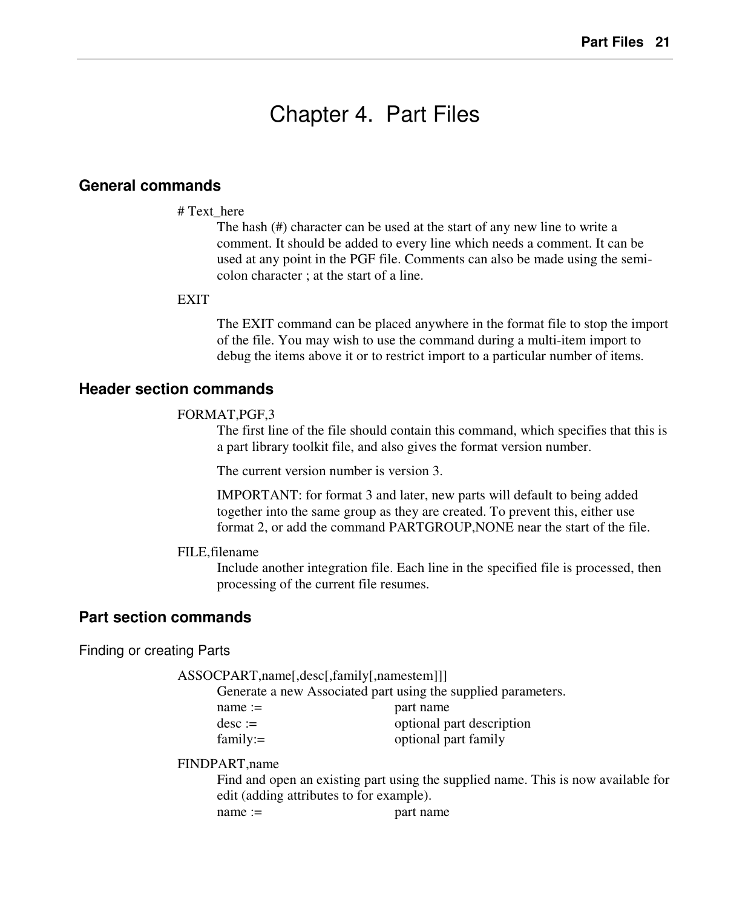# Chapter 4. Part Files

## General commands

# Text_here

The hash (#) character can be used at the start of any new line to write a comment. It should be added to every line which needs a comment. It can be used at any point in the PGF file. Comments can also be made using the semi-colon character ; at the start of a line.

EXIT

The EXIT command can be placed anywhere in the format file to stop the import of the file. You may wish to use the command during a multi-item import to debug the items above it or to restrict import to a particular number of items.

## Header section commands

FORMAT,PGF,3

The first line of the file should contain this command, which specifies that this is a part library toolkit file, and also gives the format version number.

The current version number is version 3.

IMPORTANT: for format 3 and later, new parts will default to being added together into the same group as they are created. To prevent this, either use format 2, or add the command PARTGROUP,NONE near the start of the file.

FILE,filename

Include another integration file. Each line in the specified file is processed, then processing of the current file resumes.

## Part section commands

### Finding or creating Parts

ASSOCPART,name[,desc[,family[,namestem]]]

Generate a new Associated part using the supplied parameters.

| | |
|---|---|
| name := | part name |
| desc := | optional part description |
| family:= | optional part family |

FINDPART,name

Find and open an existing part using the supplied name. This is now available for edit (adding attributes to for example).

| | |
|---|---|
| name := | part name |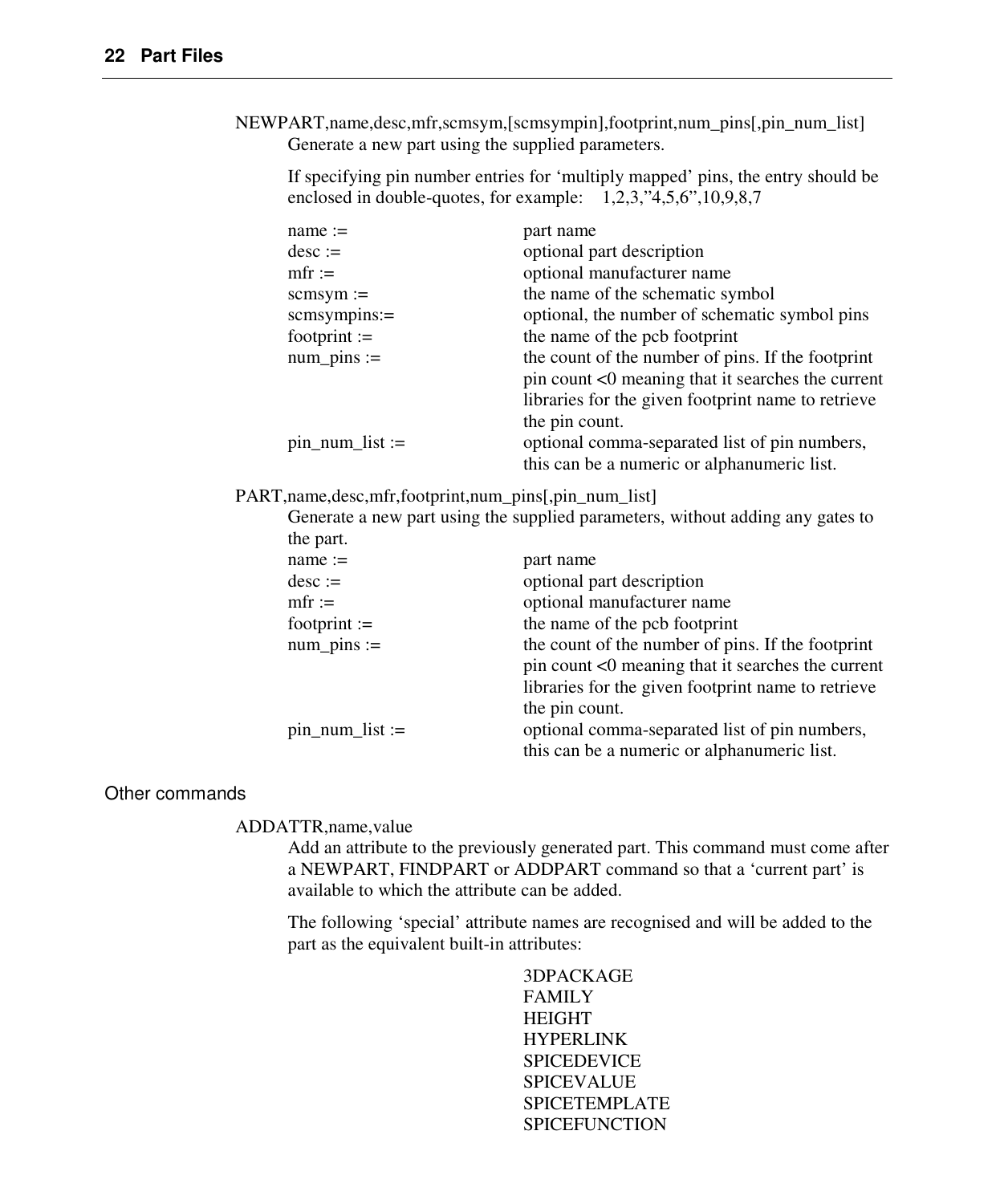NEWPART,name,desc,mfr,scmsym,[scmsympin],footprint,num_pins[,pin_num_list]

Generate a new part using the supplied parameters.

If specifying pin number entries for 'multiply mapped' pins, the entry should be enclosed in double-quotes, for example: 1,2,3,"4,5,6",10,9,8,7

| | |
|---|---|
| name := | part name |
| desc := | optional part description |
| mfr := | optional manufacturer name |
| scmsym := | the name of the schematic symbol |
| scmsympins:= | optional, the number of schematic symbol pins |
| footprint := | the name of the pcb footprint |
| num_pins := | the count of the number of pins. If the footprint pin count <0 meaning that it searches the current libraries for the given footprint name to retrieve the pin count. |
| pin_num_list := | optional comma-separated list of pin numbers, this can be a numeric or alphanumeric list. |

PART,name,desc,mfr,footprint,num_pins[,pin_num_list]

Generate a new part using the supplied parameters, without adding any gates to the part.

| | |
|---|---|
| name := | part name |
| desc := | optional part description |
| mfr := | optional manufacturer name |
| footprint := | the name of the pcb footprint |
| num_pins := | the count of the number of pins. If the footprint pin count <0 meaning that it searches the current libraries for the given footprint name to retrieve the pin count. |
| pin_num_list := | optional comma-separated list of pin numbers, this can be a numeric or alphanumeric list. |

## Other commands

ADDATTR,name,value

Add an attribute to the previously generated part. This command must come after a NEWPART, FINDPART or ADDPART command so that a 'current part' is available to which the attribute can be added.

The following 'special' attribute names are recognised and will be added to the part as the equivalent built-in attributes:

- 3DPACKAGE
- FAMILY
- HEIGHT
- HYPERLINK
- SPICEDEVICE
- SPICEVALUE
- SPICETEMPLATE
- SPICEFUNCTION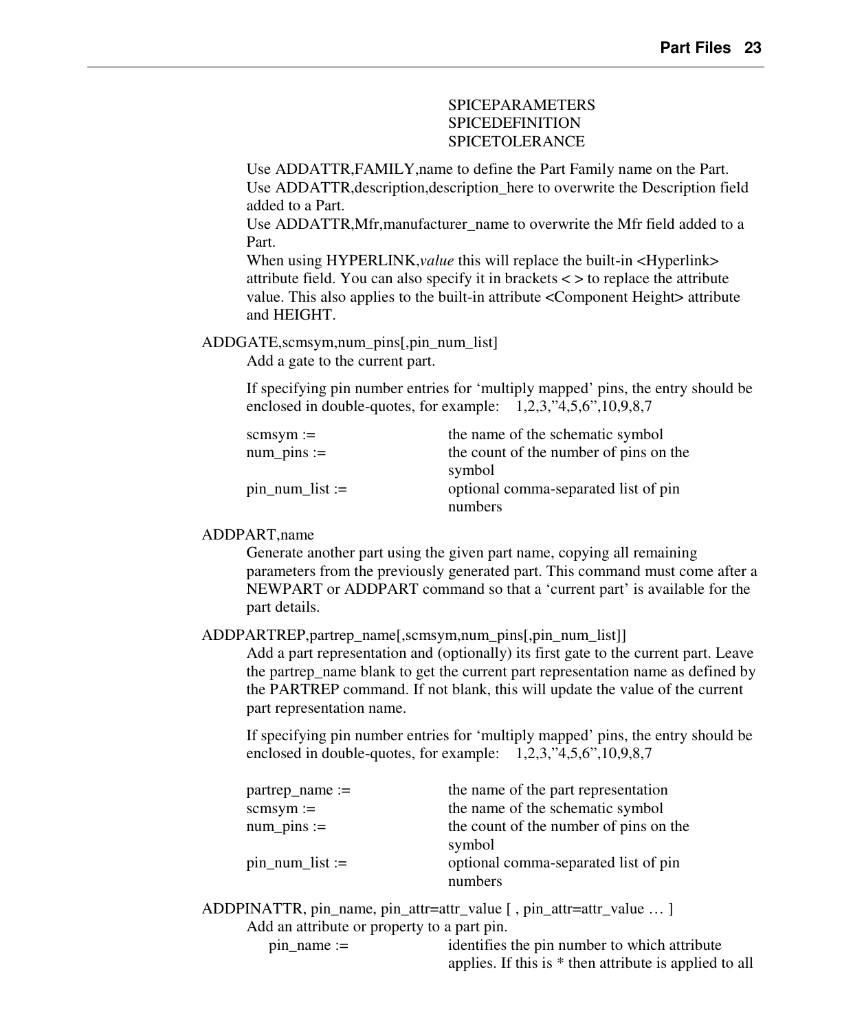SPICEPARAMETERS
SPICEDEFINITION
SPICETOLERANCE

Use ADDATTR,FAMILY,name to define the Part Family name on the Part.
Use ADDATTR,description,description_here to overwrite the Description field added to a Part.
Use ADDATTR,Mfr,manufacturer_name to overwrite the Mfr field added to a Part.
When using HYPERLINK,*value* this will replace the built-in <Hyperlink> attribute field. You can also specify it in brackets < > to replace the attribute value. This also applies to the built-in attribute <Component Height> attribute and HEIGHT.

ADDGATE,scmsym,num_pins[,pin_num_list]

Add a gate to the current part.

If specifying pin number entries for 'multiply mapped' pins, the entry should be enclosed in double-quotes, for example:    1,2,3,"4,5,6",10,9,8,7

| | |
|---|---|
| scmsym := | the name of the schematic symbol |
| num_pins := | the count of the number of pins on the symbol |
| pin_num_list := | optional comma-separated list of pin numbers |

ADDPART,name

Generate another part using the given part name, copying all remaining parameters from the previously generated part. This command must come after a NEWPART or ADDPART command so that a 'current part' is available for the part details.

ADDPARTREP,partrep_name[,scmsym,num_pins[,pin_num_list]]

Add a part representation and (optionally) its first gate to the current part. Leave the partrep_name blank to get the current part representation name as defined by the PARTREP command. If not blank, this will update the value of the current part representation name.

If specifying pin number entries for 'multiply mapped' pins, the entry should be enclosed in double-quotes, for example:    1,2,3,"4,5,6",10,9,8,7

| | |
|---|---|
| partrep_name := | the name of the part representation |
| scmsym := | the name of the schematic symbol |
| num_pins := | the count of the number of pins on the symbol |
| pin_num_list := | optional comma-separated list of pin numbers |

ADDPINATTR, pin_name, pin_attr=attr_value [ , pin_attr=attr_value … ]

Add an attribute or property to a part pin.

| | |
|---|---|
| pin_name := | identifies the pin number to which attribute applies. If this is * then attribute is applied to all |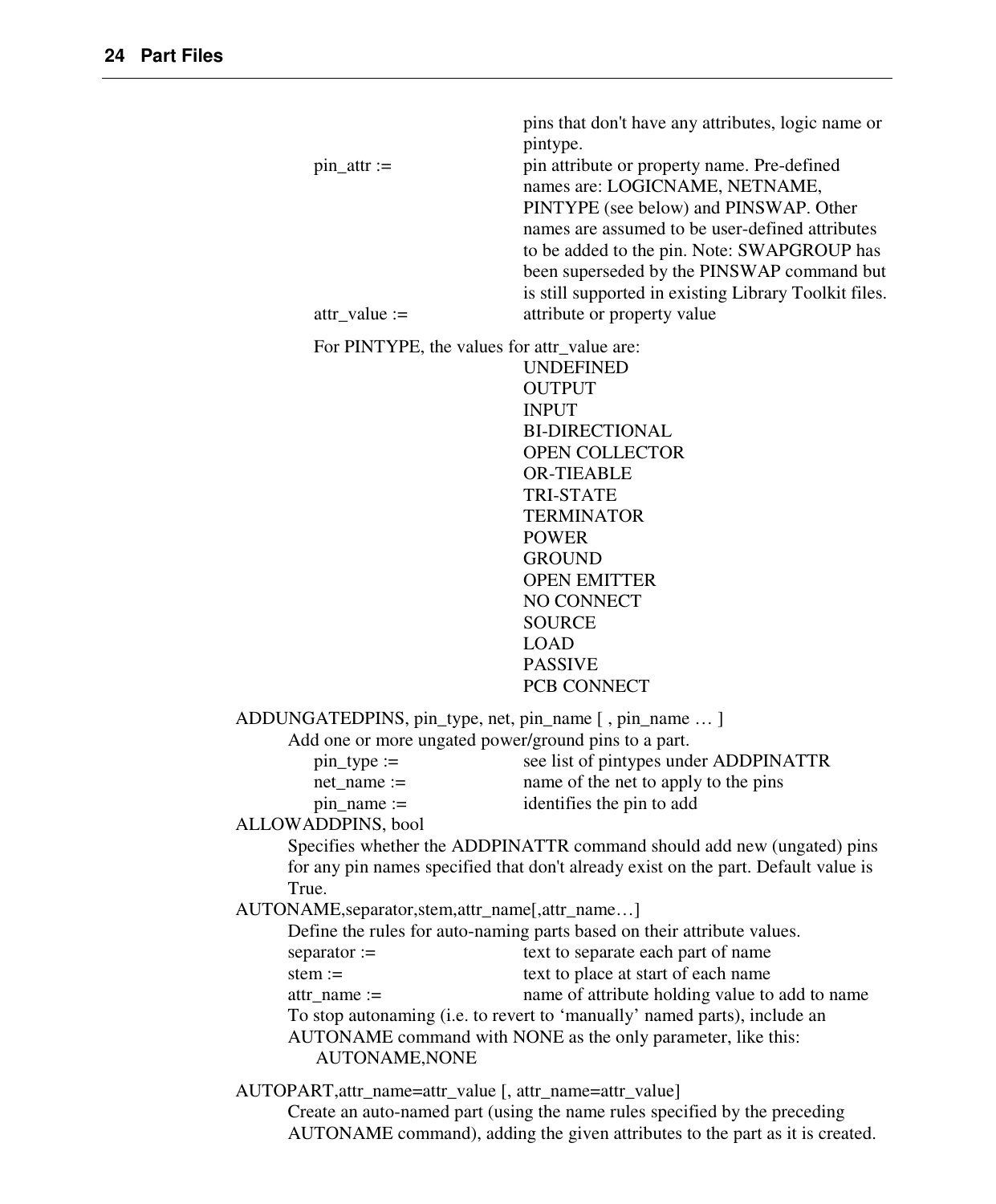pins that don't have any attributes, logic name or pintype.

| | |
|---|---|
| pin_attr := | pin attribute or property name. Pre-defined names are: LOGICNAME, NETNAME, PINTYPE (see below) and PINSWAP. Other names are assumed to be user-defined attributes to be added to the pin. Note: SWAPGROUP has been superseded by the PINSWAP command but is still supported in existing Library Toolkit files. |
| attr_value := | attribute or property value |

For PINTYPE, the values for attr_value are:

- UNDEFINED
- OUTPUT
- INPUT
- BI-DIRECTIONAL
- OPEN COLLECTOR
- OR-TIEABLE
- TRI-STATE
- TERMINATOR
- POWER
- GROUND
- OPEN EMITTER
- NO CONNECT
- SOURCE
- LOAD
- PASSIVE
- PCB CONNECT

ADDUNGATEDPINS, pin_type, net, pin_name [ , pin_name … ]

Add one or more ungated power/ground pins to a part.

| | |
|---|---|
| pin_type := | see list of pintypes under ADDPINATTR |
| net_name := | name of the net to apply to the pins |
| pin_name := | identifies the pin to add |

ALLOWADDPINS, bool

Specifies whether the ADDPINATTR command should add new (ungated) pins for any pin names specified that don't already exist on the part. Default value is True.

AUTONAME,separator,stem,attr_name[,attr_name…]

Define the rules for auto-naming parts based on their attribute values.

| | |
|---|---|
| separator := | text to separate each part of name |
| stem := | text to place at start of each name |
| attr_name := | name of attribute holding value to add to name |

To stop autonaming (i.e. to revert to 'manually' named parts), include an AUTONAME command with NONE as the only parameter, like this:

```
AUTONAME,NONE
```

AUTOPART,attr_name=attr_value [, attr_name=attr_value]

Create an auto-named part (using the name rules specified by the preceding AUTONAME command), adding the given attributes to the part as it is created.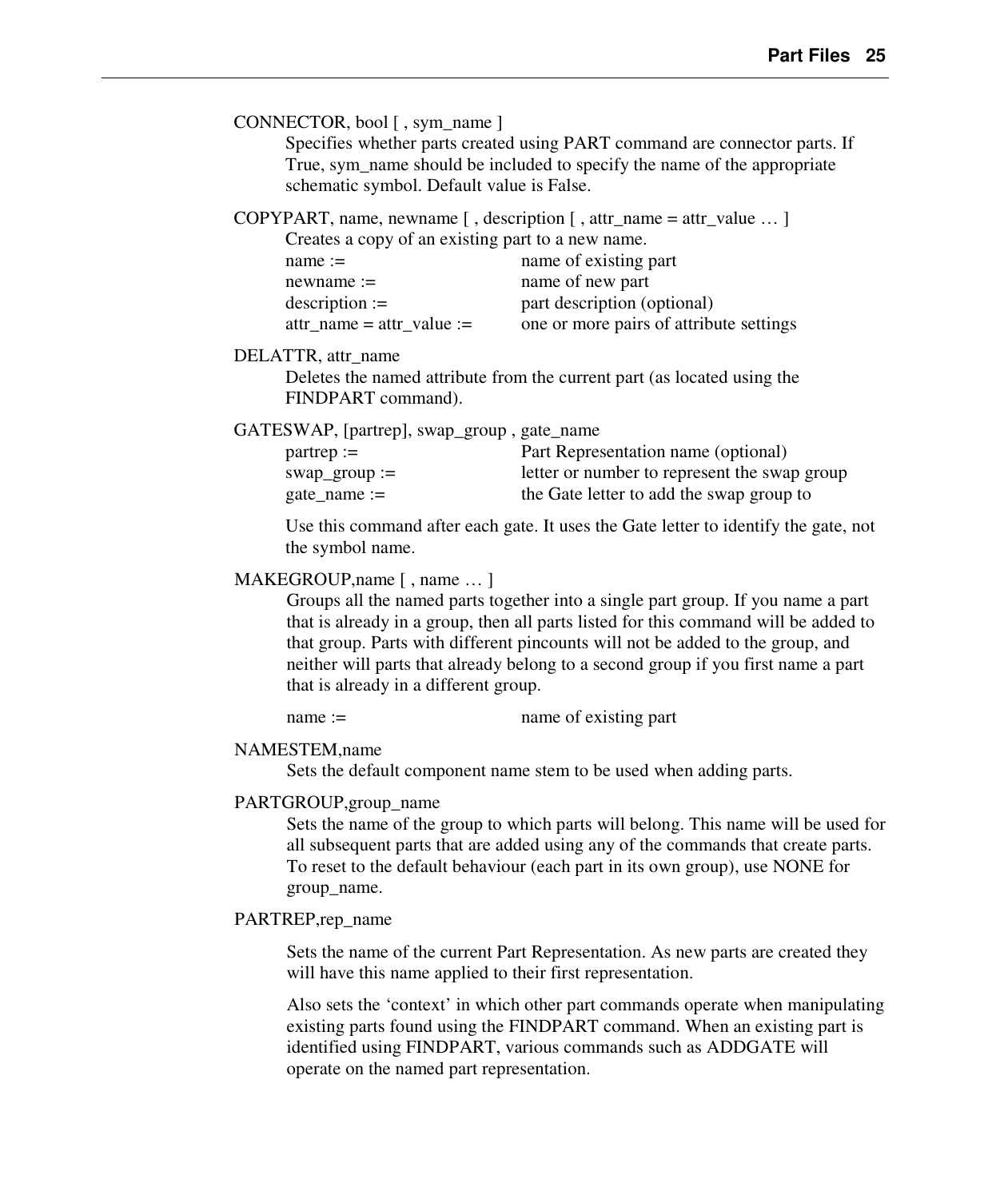CONNECTOR, bool [ , sym_name ]

Specifies whether parts created using PART command are connector parts. If True, sym_name should be included to specify the name of the appropriate schematic symbol. Default value is False.

COPYPART, name, newname [ , description [ , attr_name = attr_value … ]

Creates a copy of an existing part to a new name.

| | |
|---|---|
| name := | name of existing part |
| newname := | name of new part |
| description := | part description (optional) |
| attr_name = attr_value := | one or more pairs of attribute settings |

DELATTR, attr_name

Deletes the named attribute from the current part (as located using the FINDPART command).

GATESWAP, [partrep], swap_group , gate_name

| | |
|---|---|
| partrep := | Part Representation name (optional) |
| swap_group := | letter or number to represent the swap group |
| gate_name := | the Gate letter to add the swap group to |

Use this command after each gate. It uses the Gate letter to identify the gate, not the symbol name.

MAKEGROUP,name [ , name … ]

Groups all the named parts together into a single part group. If you name a part that is already in a group, then all parts listed for this command will be added to that group. Parts with different pincounts will not be added to the group, and neither will parts that already belong to a second group if you first name a part that is already in a different group.

| | |
|---|---|
| name := | name of existing part |

NAMESTEM,name

Sets the default component name stem to be used when adding parts.

PARTGROUP,group_name

Sets the name of the group to which parts will belong. This name will be used for all subsequent parts that are added using any of the commands that create parts. To reset to the default behaviour (each part in its own group), use NONE for group_name.

PARTREP,rep_name

Sets the name of the current Part Representation. As new parts are created they will have this name applied to their first representation.

Also sets the 'context' in which other part commands operate when manipulating existing parts found using the FINDPART command. When an existing part is identified using FINDPART, various commands such as ADDGATE will operate on the named part representation.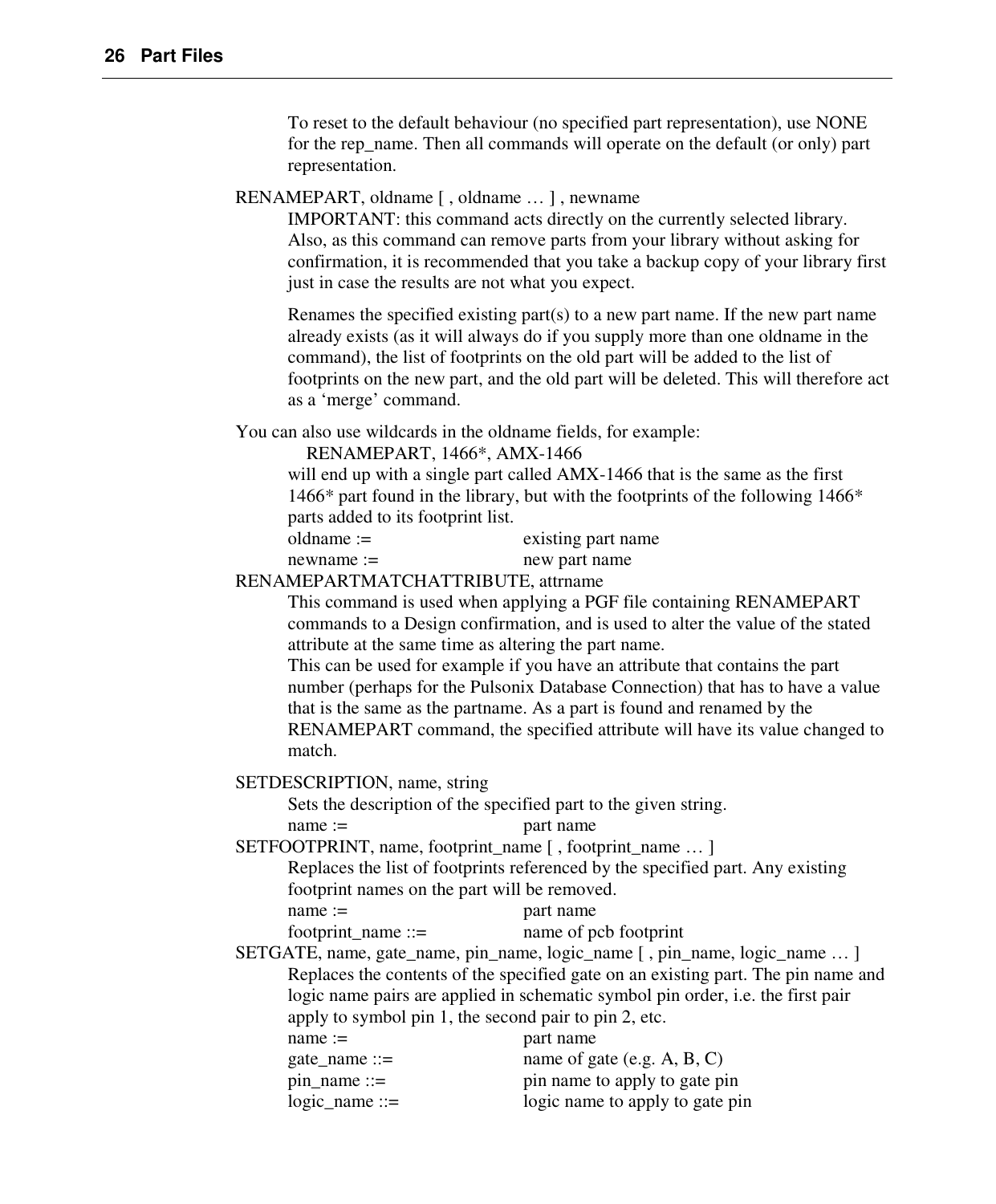To reset to the default behaviour (no specified part representation), use NONE for the rep_name. Then all commands will operate on the default (or only) part representation.

RENAMEPART, oldname [ , oldname … ] , newname

IMPORTANT: this command acts directly on the currently selected library. Also, as this command can remove parts from your library without asking for confirmation, it is recommended that you take a backup copy of your library first just in case the results are not what you expect.

Renames the specified existing part(s) to a new part name. If the new part name already exists (as it will always do if you supply more than one oldname in the command), the list of footprints on the old part will be added to the list of footprints on the new part, and the old part will be deleted. This will therefore act as a 'merge' command.

You can also use wildcards in the oldname fields, for example:

RENAMEPART, 1466*, AMX-1466

will end up with a single part called AMX-1466 that is the same as the first 1466* part found in the library, but with the footprints of the following 1466* parts added to its footprint list.

| | |
|---|---|
| oldname := | existing part name |
| newname := | new part name |

RENAMEPARTMATCHATTRIBUTE, attrname

This command is used when applying a PGF file containing RENAMEPART commands to a Design confirmation, and is used to alter the value of the stated attribute at the same time as altering the part name.

This can be used for example if you have an attribute that contains the part number (perhaps for the Pulsonix Database Connection) that has to have a value that is the same as the partname. As a part is found and renamed by the RENAMEPART command, the specified attribute will have its value changed to match.

SETDESCRIPTION, name, string

Sets the description of the specified part to the given string.

| | |
|---|---|
| name := | part name |

SETFOOTPRINT, name, footprint_name [ , footprint_name … ]

Replaces the list of footprints referenced by the specified part. Any existing footprint names on the part will be removed.

| | |
|---|---|
| name := | part name |
| footprint_name ::= | name of pcb footprint |

SETGATE, name, gate_name, pin_name, logic_name [ , pin_name, logic_name … ]

Replaces the contents of the specified gate on an existing part. The pin name and logic name pairs are applied in schematic symbol pin order, i.e. the first pair apply to symbol pin 1, the second pair to pin 2, etc.

| | |
|---|---|
| name := | part name |
| gate_name ::= | name of gate (e.g. A, B, C) |
| pin_name ::= | pin name to apply to gate pin |
| logic_name ::= | logic name to apply to gate pin |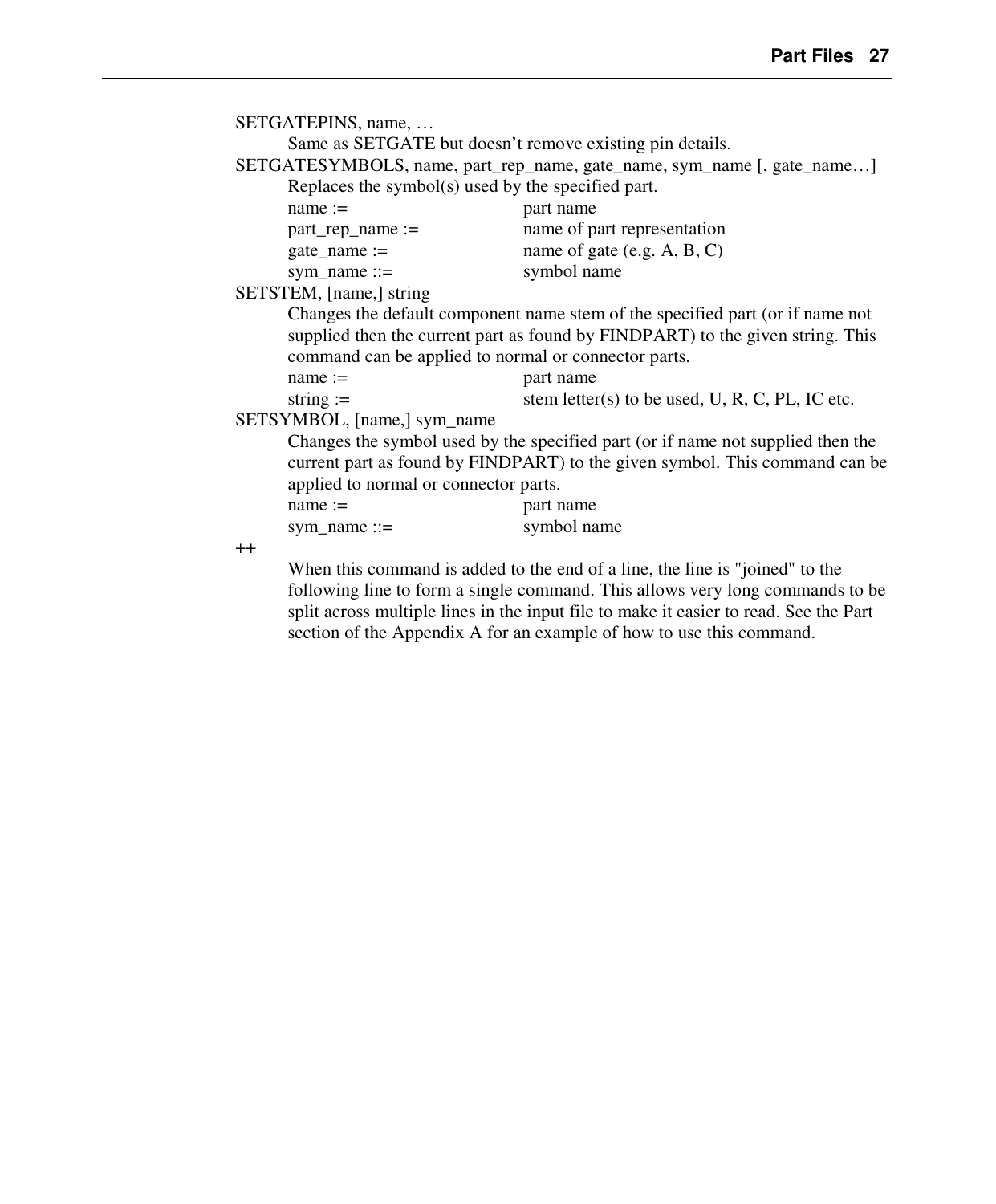SETGATEPINS, name, …

Same as SETGATE but doesn't remove existing pin details.

SETGATESYMBOLS, name, part_rep_name, gate_name, sym_name [, gate_name…]

Replaces the symbol(s) used by the specified part.

| | |
|---|---|
| name := | part name |
| part_rep_name := | name of part representation |
| gate_name := | name of gate (e.g. A, B, C) |
| sym_name ::= | symbol name |

SETSTEM, [name,] string

Changes the default component name stem of the specified part (or if name not supplied then the current part as found by FINDPART) to the given string. This command can be applied to normal or connector parts.

| | |
|---|---|
| name := | part name |
| string := | stem letter(s) to be used, U, R, C, PL, IC etc. |

SETSYMBOL, [name,] sym_name

Changes the symbol used by the specified part (or if name not supplied then the current part as found by FINDPART) to the given symbol. This command can be applied to normal or connector parts.

| | |
|---|---|
| name := | part name |
| sym_name ::= | symbol name |

++

When this command is added to the end of a line, the line is "joined" to the following line to form a single command. This allows very long commands to be split across multiple lines in the input file to make it easier to read. See the Part section of the Appendix A for an example of how to use this command.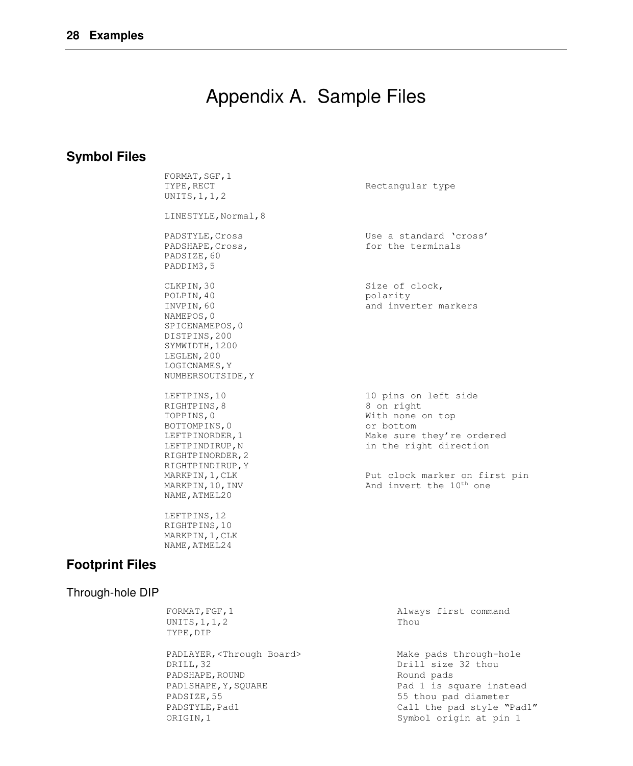# Appendix A. Sample Files

## Symbol Files

```
FORMAT,SGF,1
TYPE,RECT                         Rectangular type
UNITS,1,1,2

LINESTYLE,Normal,8

PADSTYLE,Cross                    Use a standard 'cross'
PADSHAPE,Cross,                   for the terminals
PADSIZE,60
PADDIM3,5

CLKPIN,30                         Size of clock,
POLPIN,40                         polarity
INVPIN,60                         and inverter markers
NAMEPOS,0
SPICENAMEPOS,0
DISTPINS,200
SYMWIDTH,1200
LEGLEN,200
LOGICNAMES,Y
NUMBERSOUTSIDE,Y

LEFTPINS,10                       10 pins on left side
RIGHTPINS,8                       8 on right
TOPPINS,0                         With none on top
BOTTOMPINS,0                      or bottom
LEFTPINORDER,1                    Make sure they're ordered
LEFTPINDIRUP,N                    in the right direction
RIGHTPINORDER,2
RIGHTPINDIRUP,Y
MARKPIN,1,CLK                     Put clock marker on first pin
MARKPIN,10,INV                    And invert the 10th one
NAME,ATMEL20

LEFTPINS,12
RIGHTPINS,10
MARKPIN,1,CLK
NAME,ATMEL24
```

## Footprint Files

### Through-hole DIP

```
FORMAT,FGF,1                      Always first command
UNITS,1,1,2                       Thou
TYPE,DIP

PADLAYER,<Through Board>          Make pads through-hole
DRILL,32                          Drill size 32 thou
PADSHAPE,ROUND                    Round pads
PAD1SHAPE,Y,SQUARE                Pad 1 is square instead
PADSIZE,55                        55 thou pad diameter
PADSTYLE,Pad1                     Call the pad style "Pad1"
ORIGIN,1                          Symbol origin at pin 1
```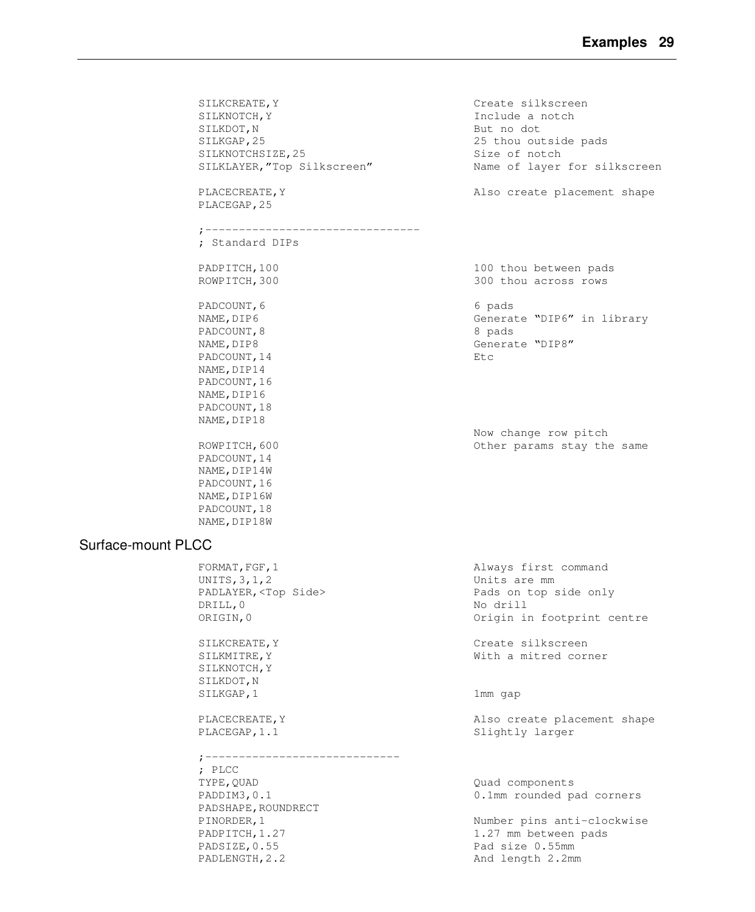```
SILKCREATE,Y                              Create silkscreen
SILKNOTCH,Y                               Include a notch
SILKDOT,N                                 But no dot
SILKGAP,25                                25 thou outside pads
SILKNOTCHSIZE,25                          Size of notch
SILKLAYER,"Top Silkscreen"                Name of layer for silkscreen

PLACECREATE,Y                             Also create placement shape
PLACEGAP,25

;--------------------------------
; Standard DIPs

PADPITCH,100                              100 thou between pads
ROWPITCH,300                              300 thou across rows

PADCOUNT,6                                6 pads
NAME,DIP6                                 Generate "DIP6" in library
PADCOUNT,8                                8 pads
NAME,DIP8                                 Generate "DIP8"
PADCOUNT,14                               Etc
NAME,DIP14
PADCOUNT,16
NAME,DIP16
PADCOUNT,18
NAME,DIP18
                                          Now change row pitch
ROWPITCH,600                              Other params stay the same
PADCOUNT,14
NAME,DIP14W
PADCOUNT,16
NAME,DIP16W
PADCOUNT,18
NAME,DIP18W
```

## Surface-mount PLCC

```
FORMAT,FGF,1                              Always first command
UNITS,3,1,2                               Units are mm
PADLAYER,<Top Side>                       Pads on top side only
DRILL,0                                   No drill
ORIGIN,0                                  Origin in footprint centre

SILKCREATE,Y                              Create silkscreen
SILKMITRE,Y                               With a mitred corner
SILKNOTCH,Y
SILKDOT,N
SILKGAP,1                                 1mm gap

PLACECREATE,Y                             Also create placement shape
PLACEGAP,1.1                              Slightly larger

;-----------------------------
; PLCC
TYPE,QUAD                                 Quad components
PADDIM3,0.1                               0.1mm rounded pad corners
PADSHAPE,ROUNDRECT
PINORDER,1                                Number pins anti-clockwise
PADPITCH,1.27                             1.27 mm between pads
PADSIZE,0.55                              Pad size 0.55mm
PADLENGTH,2.2                             And length 2.2mm
```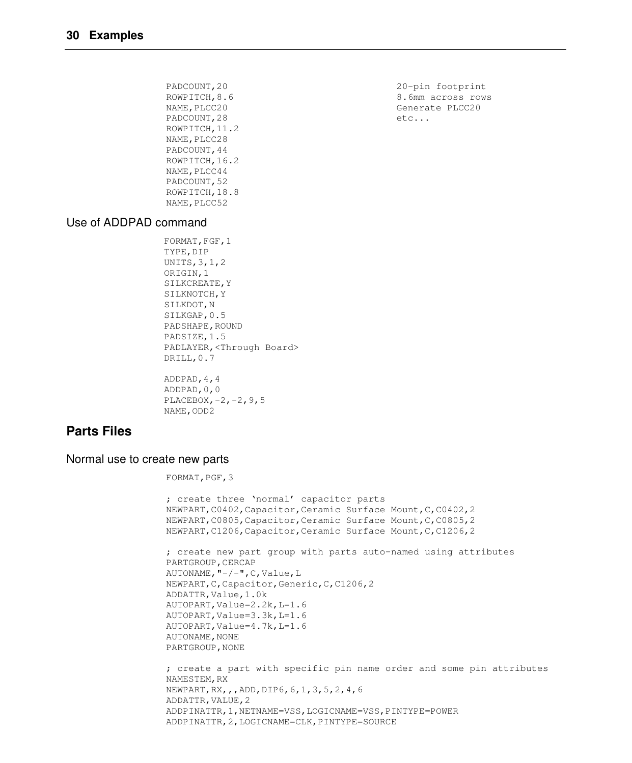```
PADCOUNT,20                             20-pin footprint
ROWPITCH,8.6                            8.6mm across rows
NAME,PLCC20                             Generate PLCC20
PADCOUNT,28                             etc...
ROWPITCH,11.2
NAME,PLCC28
PADCOUNT,44
ROWPITCH,16.2
NAME,PLCC44
PADCOUNT,52
ROWPITCH,18.8
NAME,PLCC52
```

### Use of ADDPAD command

```
FORMAT,FGF,1
TYPE,DIP
UNITS,3,1,2
ORIGIN,1
SILKCREATE,Y
SILKNOTCH,Y
SILKDOT,N
SILKGAP,0.5
PADSHAPE,ROUND
PADSIZE,1.5
PADLAYER,<Through Board>
DRILL,0.7

ADDPAD,4,4
ADDPAD,0,0
PLACEBOX,-2,-2,9,5
NAME,ODD2
```

## Parts Files

### Normal use to create new parts

```
FORMAT,PGF,3

; create three 'normal' capacitor parts
NEWPART,C0402,Capacitor,Ceramic Surface Mount,C,C0402,2
NEWPART,C0805,Capacitor,Ceramic Surface Mount,C,C0805,2
NEWPART,C1206,Capacitor,Ceramic Surface Mount,C,C1206,2

; create new part group with parts auto-named using attributes
PARTGROUP,CERCAP
AUTONAME,"-/-",C,Value,L
NEWPART,C,Capacitor,Generic,C,C1206,2
ADDATTR,Value,1.0k
AUTOPART,Value=2.2k,L=1.6
AUTOPART,Value=3.3k,L=1.6
AUTOPART,Value=4.7k,L=1.6
AUTONAME,NONE
PARTGROUP,NONE

; create a part with specific pin name order and some pin attributes
NAMESTEM,RX
NEWPART,RX,,,ADD,DIP6,6,1,3,5,2,4,6
ADDATTR,VALUE,2
ADDPINATTR,1,NETNAME=VSS,LOGICNAME=VSS,PINTYPE=POWER
ADDPINATTR,2,LOGICNAME=CLK,PINTYPE=SOURCE
```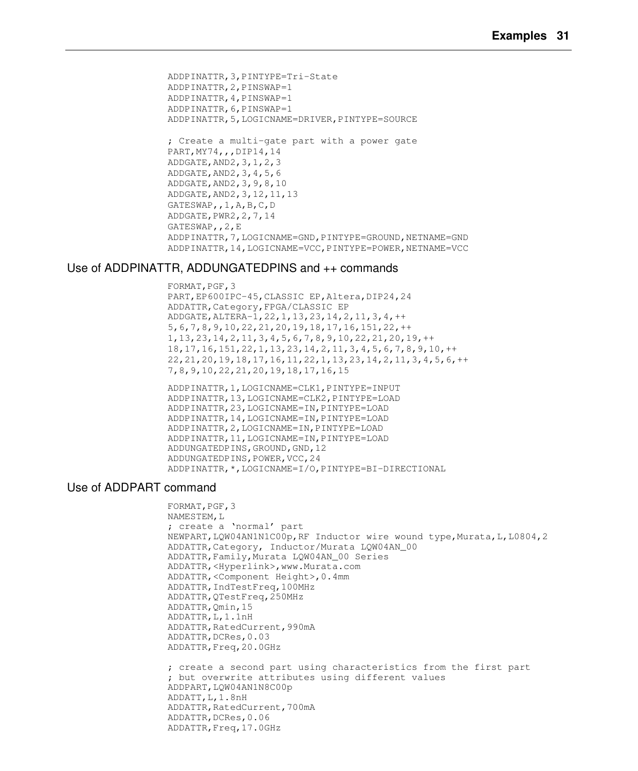```
ADDPINATTR,3,PINTYPE=Tri-State
ADDPINATTR,2,PINSWAP=1
ADDPINATTR,4,PINSWAP=1
ADDPINATTR,6,PINSWAP=1
ADDPINATTR,5,LOGICNAME=DRIVER,PINTYPE=SOURCE

; Create a multi-gate part with a power gate
PART,MY74,,,DIP14,14
ADDGATE,AND2,3,1,2,3
ADDGATE,AND2,3,4,5,6
ADDGATE,AND2,3,9,8,10
ADDGATE,AND2,3,12,11,13
GATESWAP,,1,A,B,C,D
ADDGATE,PWR2,2,7,14
GATESWAP,,2,E
ADDPINATTR,7,LOGICNAME=GND,PINTYPE=GROUND,NETNAME=GND
ADDPINATTR,14,LOGICNAME=VCC,PINTYPE=POWER,NETNAME=VCC
```

## Use of ADDPINATTR, ADDUNGATEDPINS and ++ commands

```
FORMAT,PGF,3
PART,EP600IPC-45,CLASSIC EP,Altera,DIP24,24
ADDATTR,Category,FPGA/CLASSIC EP
ADDGATE,ALTERA-1,22,1,13,23,14,2,11,3,4,++
5,6,7,8,9,10,22,21,20,19,18,17,16,151,22,++
1,13,23,14,2,11,3,4,5,6,7,8,9,10,22,21,20,19,++
18,17,16,151,22,1,13,23,14,2,11,3,4,5,6,7,8,9,10,++
22,21,20,19,18,17,16,11,22,1,13,23,14,2,11,3,4,5,6,++
7,8,9,10,22,21,20,19,18,17,16,15

ADDPINATTR,1,LOGICNAME=CLK1,PINTYPE=INPUT
ADDPINATTR,13,LOGICNAME=CLK2,PINTYPE=LOAD
ADDPINATTR,23,LOGICNAME=IN,PINTYPE=LOAD
ADDPINATTR,14,LOGICNAME=IN,PINTYPE=LOAD
ADDPINATTR,2,LOGICNAME=IN,PINTYPE=LOAD
ADDPINATTR,11,LOGICNAME=IN,PINTYPE=LOAD
ADDUNGATEDPINS,GROUND,GND,12
ADDUNGATEDPINS,POWER,VCC,24
ADDPINATTR,*,LOGICNAME=I/O,PINTYPE=BI-DIRECTIONAL
```

## Use of ADDPART command

```
FORMAT,PGF,3
NAMESTEM,L
; create a 'normal' part
NEWPART,LQW04AN1N1C00p,RF Inductor wire wound type,Murata,L,L0804,2
ADDATTR,Category, Inductor/Murata LQW04AN_00
ADDATTR,Family,Murata LQW04AN_00 Series
ADDATTR,<Hyperlink>,www.Murata.com
ADDATTR,<Component Height>,0.4mm
ADDATTR,IndTestFreq,100MHz
ADDATTR,QTestFreq,250MHz
ADDATTR,Qmin,15
ADDATTR,L,1.1nH
ADDATTR,RatedCurrent,990mA
ADDATTR,DCRes,0.03
ADDATTR,Freq,20.0GHz

; create a second part using characteristics from the first part
; but overwrite attributes using different values
ADDPART,LQW04AN1N8C00p
ADDATT,L,1.8nH
ADDATTR,RatedCurrent,700mA
ADDATTR,DCRes,0.06
ADDATTR,Freq,17.0GHz
```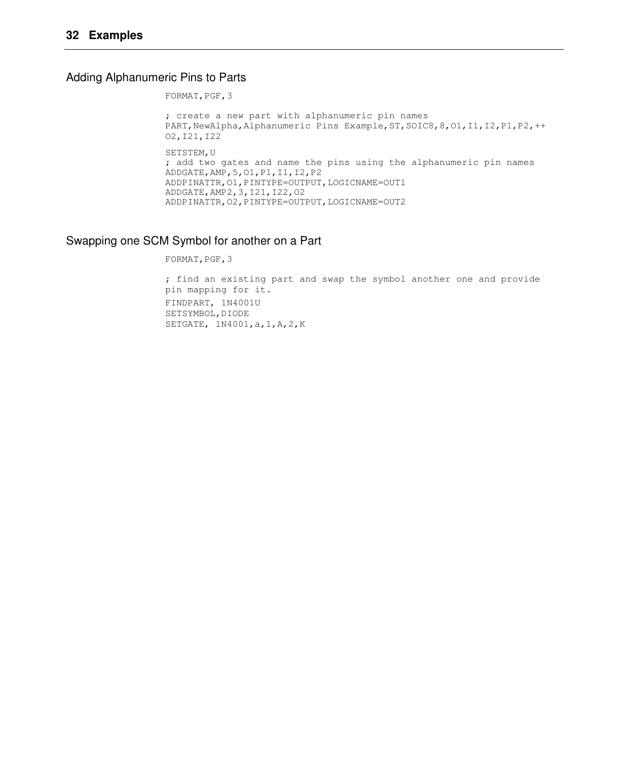## Adding Alphanumeric Pins to Parts

```
FORMAT,PGF,3

; create a new part with alphanumeric pin names
PART,NewAlpha,Alphanumeric Pins Example,ST,SOIC8,8,O1,I1,I2,P1,P2,++
O2,I21,I22

SETSTEM,U
; add two gates and name the pins using the alphanumeric pin names
ADDGATE,AMP,5,O1,P1,I1,I2,P2
ADDPINATTR,O1,PINTYPE=OUTPUT,LOGICNAME=OUT1
ADDGATE,AMP2,3,I21,I22,O2
ADDPINATTR,O2,PINTYPE=OUTPUT,LOGICNAME=OUT2
```

## Swapping one SCM Symbol for another on a Part

```
FORMAT,PGF,3

; find an existing part and swap the symbol another one and provide
pin mapping for it.
FINDPART, 1N4001U
SETSYMBOL,DIODE
SETGATE, 1N4001,a,1,A,2,K
```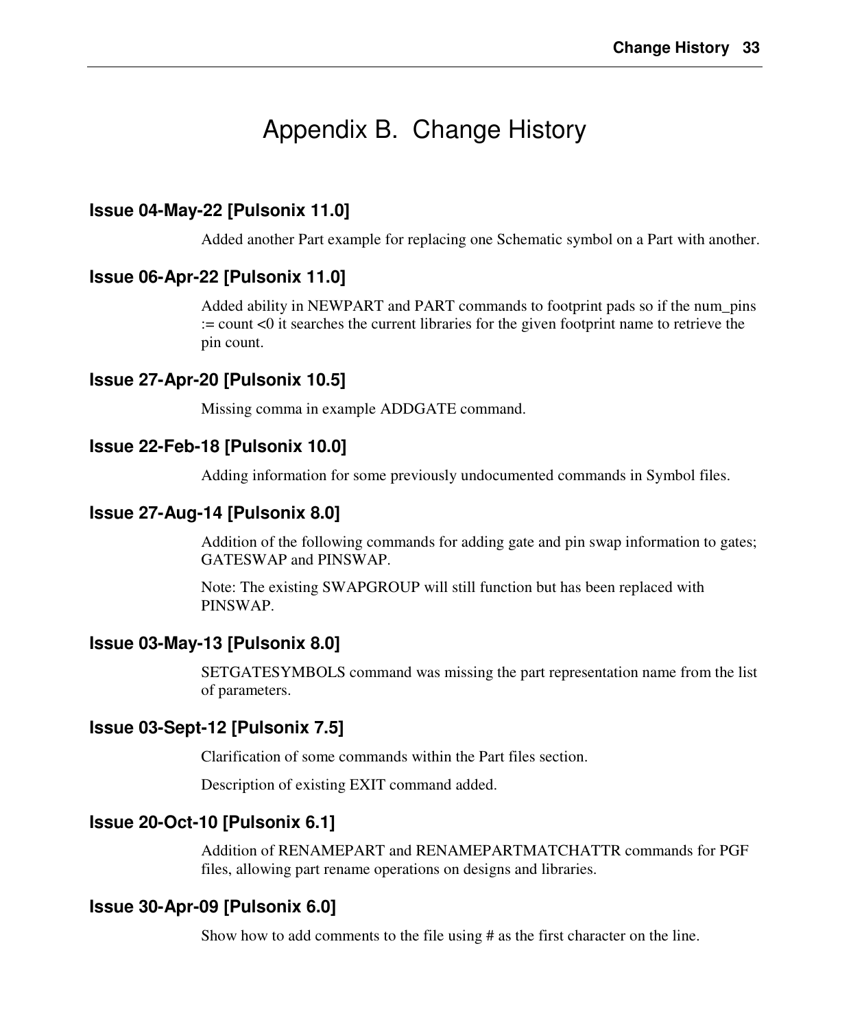# Appendix B. Change History

### Issue 04-May-22 [Pulsonix 11.0]

Added another Part example for replacing one Schematic symbol on a Part with another.

### Issue 06-Apr-22 [Pulsonix 11.0]

Added ability in NEWPART and PART commands to footprint pads so if the num_pins := count <0 it searches the current libraries for the given footprint name to retrieve the pin count.

### Issue 27-Apr-20 [Pulsonix 10.5]

Missing comma in example ADDGATE command.

### Issue 22-Feb-18 [Pulsonix 10.0]

Adding information for some previously undocumented commands in Symbol files.

### Issue 27-Aug-14 [Pulsonix 8.0]

Addition of the following commands for adding gate and pin swap information to gates; GATESWAP and PINSWAP.

Note: The existing SWAPGROUP will still function but has been replaced with PINSWAP.

### Issue 03-May-13 [Pulsonix 8.0]

SETGATESYMBOLS command was missing the part representation name from the list of parameters.

### Issue 03-Sept-12 [Pulsonix 7.5]

Clarification of some commands within the Part files section.

Description of existing EXIT command added.

### Issue 20-Oct-10 [Pulsonix 6.1]

Addition of RENAMEPART and RENAMEPARTMATCHATTR commands for PGF files, allowing part rename operations on designs and libraries.

### Issue 30-Apr-09 [Pulsonix 6.0]

Show how to add comments to the file using # as the first character on the line.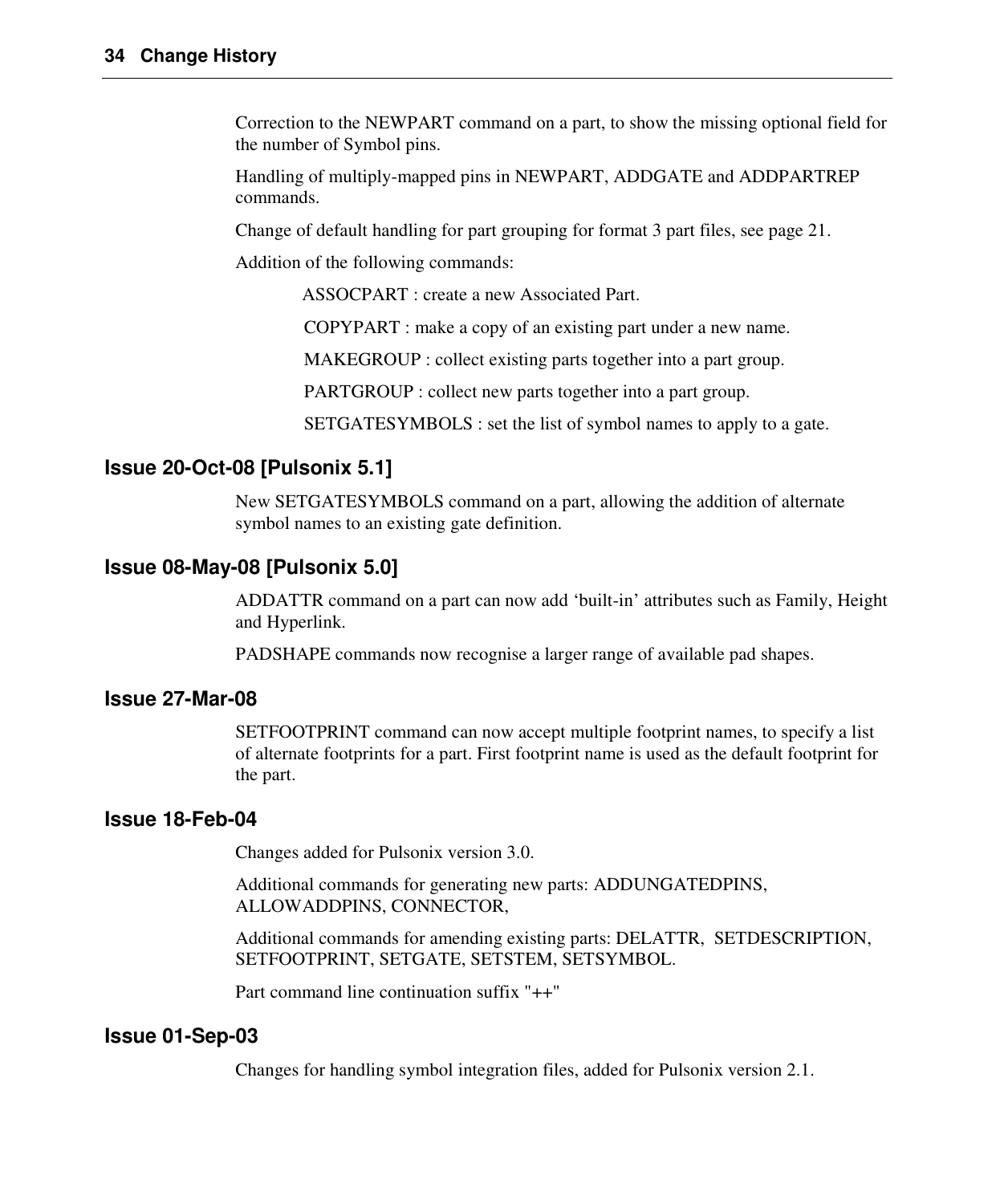Correction to the NEWPART command on a part, to show the missing optional field for the number of Symbol pins.

Handling of multiply-mapped pins in NEWPART, ADDGATE and ADDPARTREP commands.

Change of default handling for part grouping for format 3 part files, see page 21.

Addition of the following commands:

- ASSOCPART : create a new Associated Part.
- COPYPART : make a copy of an existing part under a new name.
- MAKEGROUP : collect existing parts together into a part group.
- PARTGROUP : collect new parts together into a part group.
- SETGATESYMBOLS : set the list of symbol names to apply to a gate.

## Issue 20-Oct-08 [Pulsonix 5.1]

New SETGATESYMBOLS command on a part, allowing the addition of alternate symbol names to an existing gate definition.

## Issue 08-May-08 [Pulsonix 5.0]

ADDATTR command on a part can now add 'built-in' attributes such as Family, Height and Hyperlink.

PADSHAPE commands now recognise a larger range of available pad shapes.

## Issue 27-Mar-08

SETFOOTPRINT command can now accept multiple footprint names, to specify a list of alternate footprints for a part. First footprint name is used as the default footprint for the part.

## Issue 18-Feb-04

Changes added for Pulsonix version 3.0.

Additional commands for generating new parts: ADDUNGATEDPINS, ALLOWADDPINS, CONNECTOR,

Additional commands for amending existing parts: DELATTR, SETDESCRIPTION, SETFOOTPRINT, SETGATE, SETSTEM, SETSYMBOL.

Part command line continuation suffix "++"

## Issue 01-Sep-03

Changes for handling symbol integration files, added for Pulsonix version 2.1.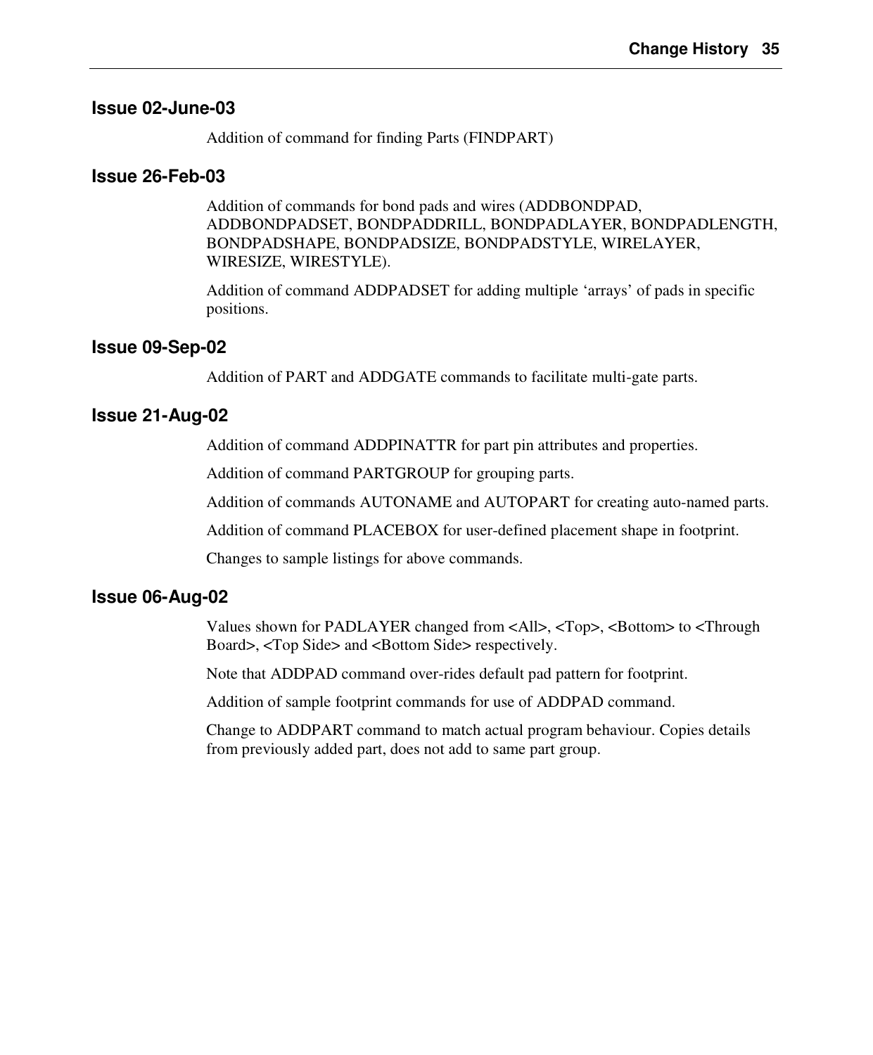### Issue 02-June-03

Addition of command for finding Parts (FINDPART)

### Issue 26-Feb-03

Addition of commands for bond pads and wires (ADDBONDPAD, ADDBONDPADSET, BONDPADDRILL, BONDPADLAYER, BONDPADLENGTH, BONDPADSHAPE, BONDPADSIZE, BONDPADSTYLE, WIRELAYER, WIRESIZE, WIRESTYLE).

Addition of command ADDPADSET for adding multiple 'arrays' of pads in specific positions.

### Issue 09-Sep-02

Addition of PART and ADDGATE commands to facilitate multi-gate parts.

### Issue 21-Aug-02

Addition of command ADDPINATTR for part pin attributes and properties.

Addition of command PARTGROUP for grouping parts.

Addition of commands AUTONAME and AUTOPART for creating auto-named parts.

Addition of command PLACEBOX for user-defined placement shape in footprint.

Changes to sample listings for above commands.

### Issue 06-Aug-02

Values shown for PADLAYER changed from <All>, <Top>, <Bottom> to <Through Board>, <Top Side> and <Bottom Side> respectively.

Note that ADDPAD command over-rides default pad pattern for footprint.

Addition of sample footprint commands for use of ADDPAD command.

Change to ADDPART command to match actual program behaviour. Copies details from previously added part, does not add to same part group.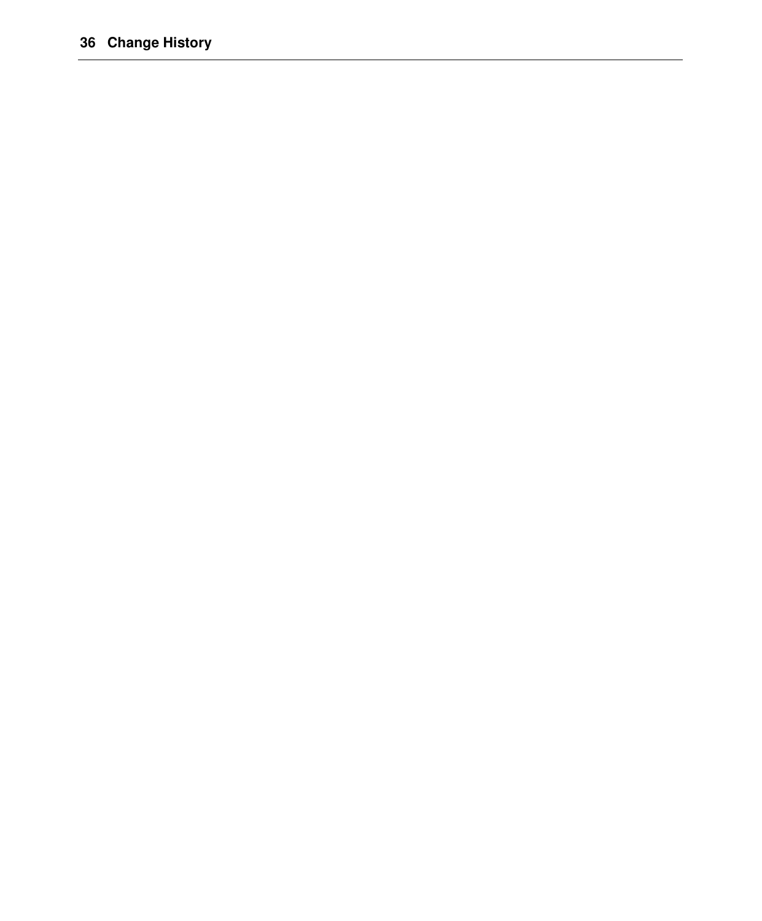# 36 Change History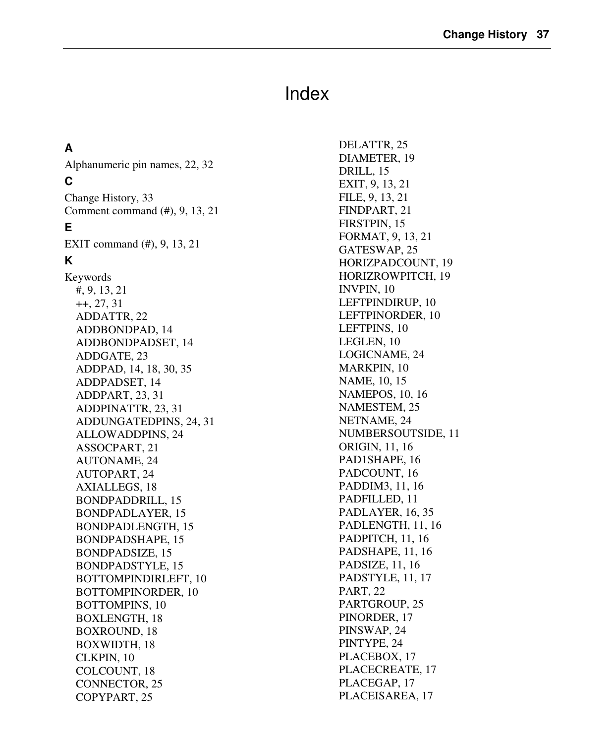# Index

### A

Alphanumeric pin names, 22, 32

### C

Change History, 33
Comment command (#), 9, 13, 21

### E

EXIT command (#), 9, 13, 21

### K

Keywords
- #, 9, 13, 21
- ++, 27, 31
- ADDATTR, 22
- ADDBONDPAD, 14
- ADDBONDPADSET, 14
- ADDGATE, 23
- ADDPAD, 14, 18, 30, 35
- ADDPADSET, 14
- ADDPART, 23, 31
- ADDPINATTR, 23, 31
- ADDUNGATEDPINS, 24, 31
- ALLOWADDPINS, 24
- ASSOCPART, 21
- AUTONAME, 24
- AUTOPART, 24
- AXIALLEGS, 18
- BONDPADDRILL, 15
- BONDPADLAYER, 15
- BONDPADLENGTH, 15
- BONDPADSHAPE, 15
- BONDPADSIZE, 15
- BONDPADSTYLE, 15
- BOTTOMPINDIRLEFT, 10
- BOTTOMPINORDER, 10
- BOTTOMPINS, 10
- BOXLENGTH, 18
- BOXROUND, 18
- BOXWIDTH, 18
- CLKPIN, 10
- COLCOUNT, 18
- CONNECTOR, 25
- COPYPART, 25
- DELATTR, 25
- DIAMETER, 19
- DRILL, 15
- EXIT, 9, 13, 21
- FILE, 9, 13, 21
- FINDPART, 21
- FIRSTPIN, 15
- FORMAT, 9, 13, 21
- GATESWAP, 25
- HORIZPADCOUNT, 19
- HORIZROWPITCH, 19
- INVPIN, 10
- LEFTPINDIRUP, 10
- LEFTPINORDER, 10
- LEFTPINS, 10
- LEGLEN, 10
- LOGICNAME, 24
- MARKPIN, 10
- NAME, 10, 15
- NAMEPOS, 10, 16
- NAMESTEM, 25
- NETNAME, 24
- NUMBERSOUTSIDE, 11
- ORIGIN, 11, 16
- PAD1SHAPE, 16
- PADCOUNT, 16
- PADDIM3, 11, 16
- PADFILLED, 11
- PADLAYER, 16, 35
- PADLENGTH, 11, 16
- PADPITCH, 11, 16
- PADSHAPE, 11, 16
- PADSIZE, 11, 16
- PADSTYLE, 11, 17
- PART, 22
- PARTGROUP, 25
- PINORDER, 17
- PINSWAP, 24
- PINTYPE, 24
- PLACEBOX, 17
- PLACECREATE, 17
- PLACEGAP, 17
- PLACEISAREA, 17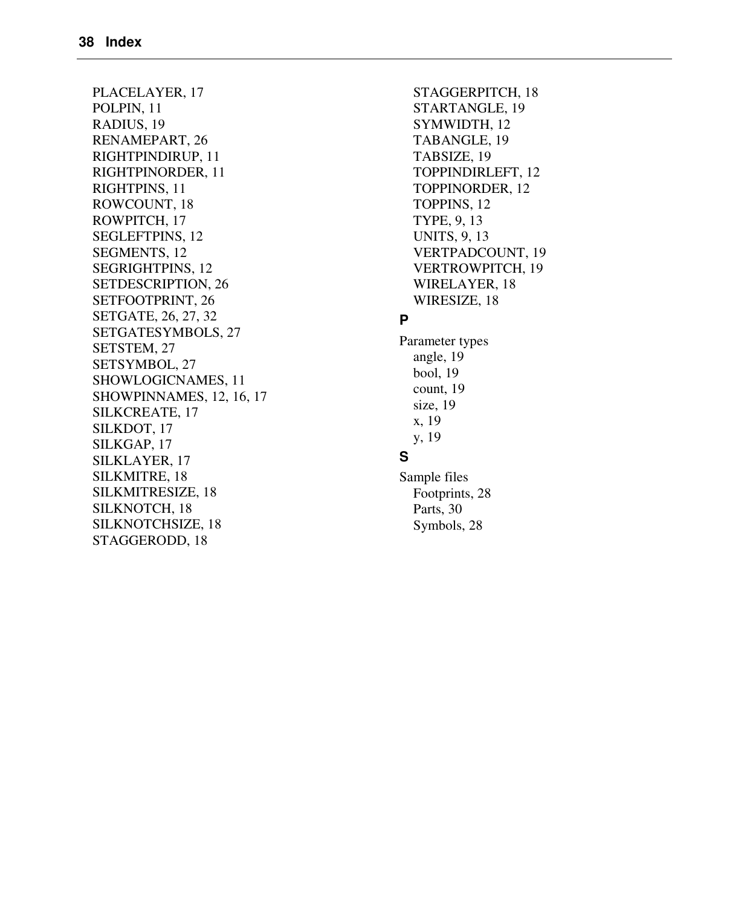PLACELAYER, 17
POLPIN, 11
RADIUS, 19
RENAMEPART, 26
RIGHTPINDIRUP, 11
RIGHTPINORDER, 11
RIGHTPINS, 11
ROWCOUNT, 18
ROWPITCH, 17
SEGLEFTPINS, 12
SEGMENTS, 12
SEGRIGHTPINS, 12
SETDESCRIPTION, 26
SETFOOTPRINT, 26
SETGATE, 26, 27, 32
SETGATESYMBOLS, 27
SETSTEM, 27
SETSYMBOL, 27
SHOWLOGICNAMES, 11
SHOWPINNAMES, 12, 16, 17
SILKCREATE, 17
SILKDOT, 17
SILKGAP, 17
SILKLAYER, 17
SILKMITRE, 18
SILKMITRESIZE, 18
SILKNOTCH, 18
SILKNOTCHSIZE, 18
STAGGERODD, 18
STAGGERPITCH, 18
STARTANGLE, 19
SYMWIDTH, 12
TABANGLE, 19
TABSIZE, 19
TOPPINDIRLEFT, 12
TOPPINORDER, 12
TOPPINS, 12
TYPE, 9, 13
UNITS, 9, 13
VERTPADCOUNT, 19
VERTROWPITCH, 19
WIRELAYER, 18
WIRESIZE, 18

## P

Parameter types
- angle, 19
- bool, 19
- count, 19
- size, 19
- x, 19
- y, 19

## S

Sample files
- Footprints, 28
- Parts, 30
- Symbols, 28